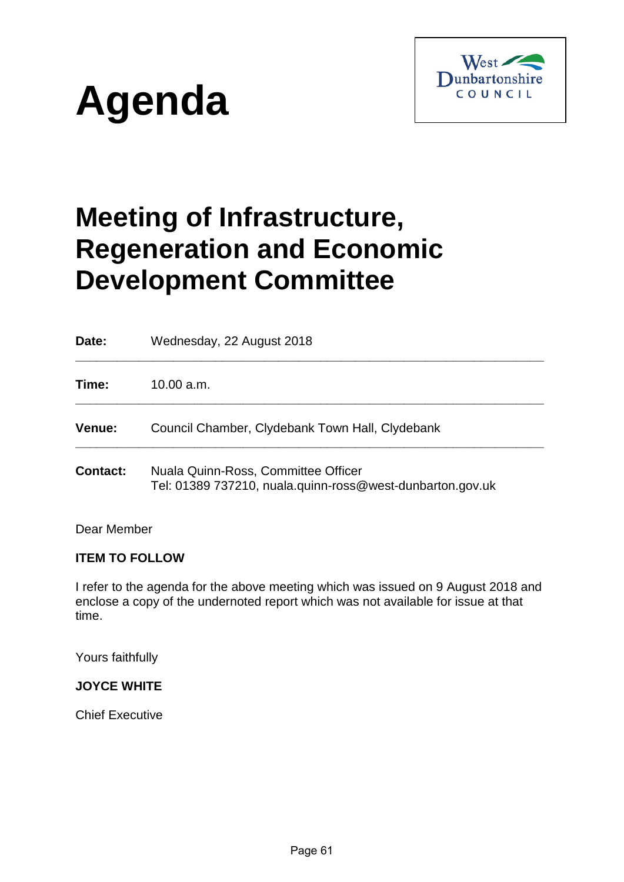# Agenda

West Dunbartonshire COUNCIL

## Meeting of Infrastructure, Regeneration and Economic Development Committee

| | |
|---|---|
| **Date:** | Wednesday, 22 August 2018 |
| **Time:** | 10.00 a.m. |
| **Venue:** | Council Chamber, Clydebank Town Hall, Clydebank |
| **Contact:** | Nuala Quinn-Ross, Committee Officer<br>Tel: 01389 737210, nuala.quinn-ross@west-dunbarton.gov.uk |

Dear Member

**ITEM TO FOLLOW**

I refer to the agenda for the above meeting which was issued on 9 August 2018 and enclose a copy of the undernoted report which was not available for issue at that time.

Yours faithfully

**JOYCE WHITE**

Chief Executive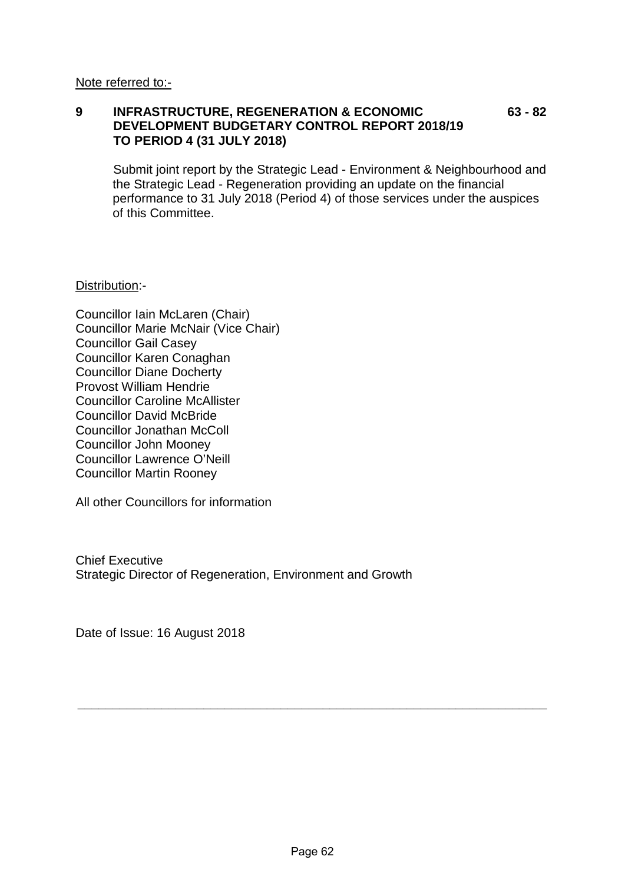Note referred to:-

**9 INFRASTRUCTURE, REGENERATION & ECONOMIC DEVELOPMENT BUDGETARY CONTROL REPORT 2018/19 TO PERIOD 4 (31 JULY 2018)** **63 - 82**

Submit joint report by the Strategic Lead - Environment & Neighbourhood and the Strategic Lead - Regeneration providing an update on the financial performance to 31 July 2018 (Period 4) of those services under the auspices of this Committee.

Distribution:-

Councillor Iain McLaren (Chair)
Councillor Marie McNair (Vice Chair)
Councillor Gail Casey
Councillor Karen Conaghan
Councillor Diane Docherty
Provost William Hendrie
Councillor Caroline McAllister
Councillor David McBride
Councillor Jonathan McColl
Councillor John Mooney
Councillor Lawrence O'Neill
Councillor Martin Rooney

All other Councillors for information

Chief Executive
Strategic Director of Regeneration, Environment and Growth

Date of Issue: 16 August 2018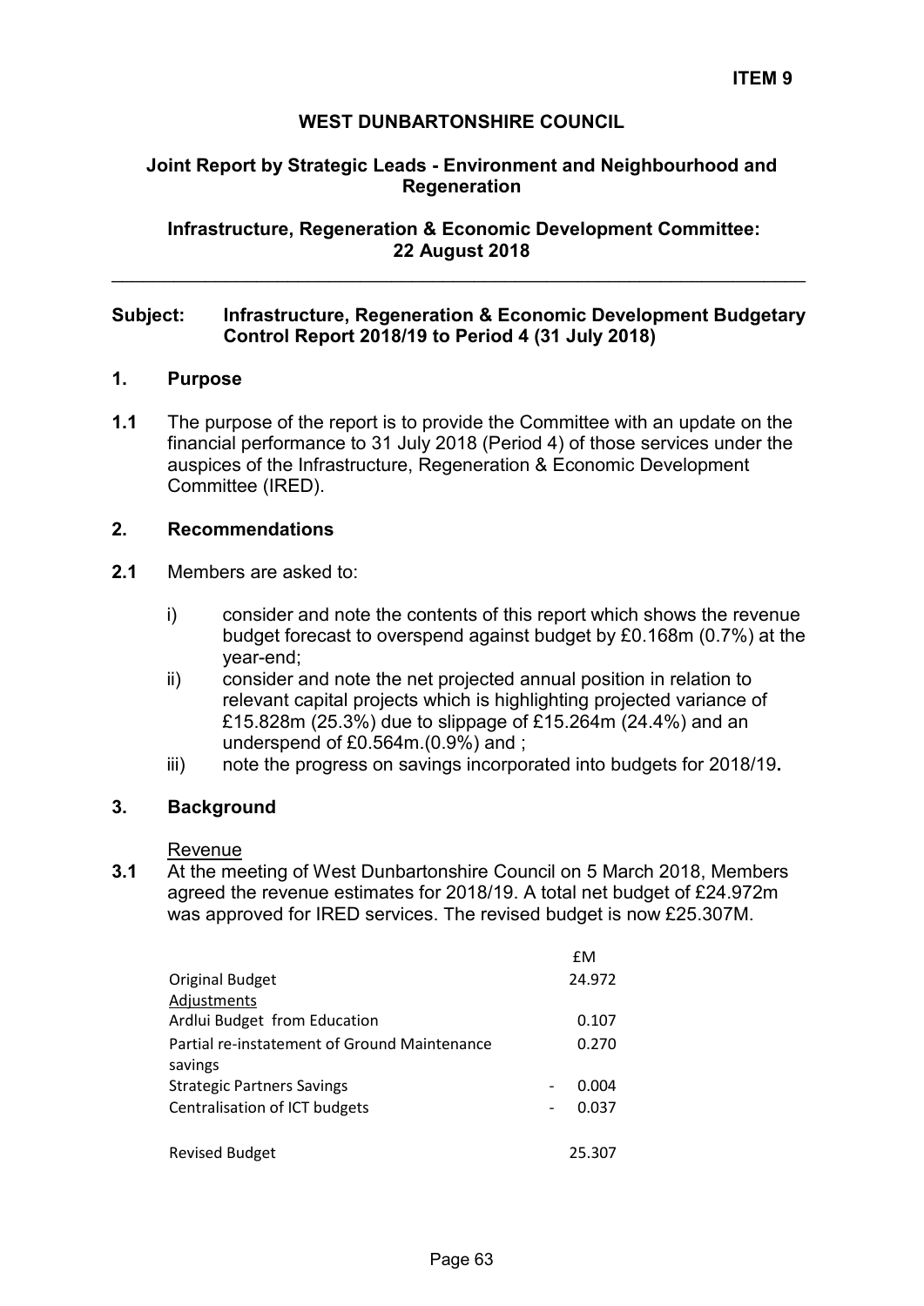**ITEM 9**

**WEST DUNBARTONSHIRE COUNCIL**

**Joint Report by Strategic Leads - Environment and Neighbourhood and Regeneration**

**Infrastructure, Regeneration & Economic Development Committee: 22 August 2018**

---

**Subject: Infrastructure, Regeneration & Economic Development Budgetary Control Report 2018/19 to Period 4 (31 July 2018)**

## 1. Purpose

**1.1** The purpose of the report is to provide the Committee with an update on the financial performance to 31 July 2018 (Period 4) of those services under the auspices of the Infrastructure, Regeneration & Economic Development Committee (IRED).

## 2. Recommendations

**2.1** Members are asked to:

i) consider and note the contents of this report which shows the revenue budget forecast to overspend against budget by £0.168m (0.7%) at the year-end;

ii) consider and note the net projected annual position in relation to relevant capital projects which is highlighting projected variance of £15.828m (25.3%) due to slippage of £15.264m (24.4%) and an underspend of £0.564m.(0.9%) and ;

iii) note the progress on savings incorporated into budgets for 2018/19**.**

## 3. Background

Revenue

**3.1** At the meeting of West Dunbartonshire Council on 5 March 2018, Members agreed the revenue estimates for 2018/19. A total net budget of £24.972m was approved for IRED services. The revised budget is now £25.307M.

| | £M |
|---|---|
| Original Budget | 24.972 |
| Adjustments | |
| Ardlui Budget from Education | 0.107 |
| Partial re-instatement of Ground Maintenance savings | 0.270 |
| Strategic Partners Savings | - 0.004 |
| Centralisation of ICT budgets | - 0.037 |
| | |
| Revised Budget | 25.307 |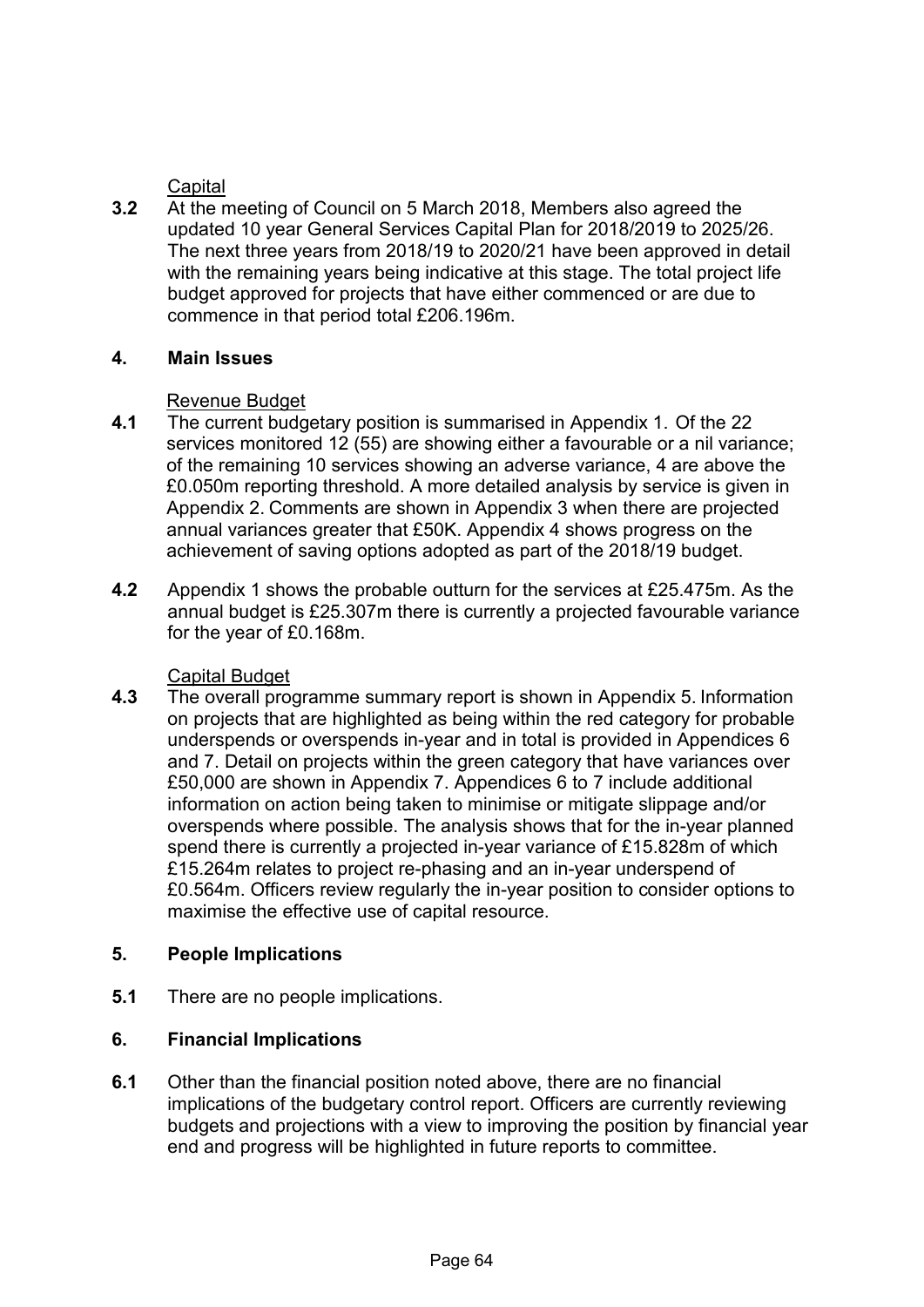Capital

**3.2** At the meeting of Council on 5 March 2018, Members also agreed the updated 10 year General Services Capital Plan for 2018/2019 to 2025/26. The next three years from 2018/19 to 2020/21 have been approved in detail with the remaining years being indicative at this stage. The total project life budget approved for projects that have either commenced or are due to commence in that period total £206.196m.

## 4. Main Issues

Revenue Budget

**4.1** The current budgetary position is summarised in Appendix 1. Of the 22 services monitored 12 (55) are showing either a favourable or a nil variance; of the remaining 10 services showing an adverse variance, 4 are above the £0.050m reporting threshold. A more detailed analysis by service is given in Appendix 2. Comments are shown in Appendix 3 when there are projected annual variances greater that £50K. Appendix 4 shows progress on the achievement of saving options adopted as part of the 2018/19 budget.

**4.2** Appendix 1 shows the probable outturn for the services at £25.475m. As the annual budget is £25.307m there is currently a projected favourable variance for the year of £0.168m.

Capital Budget

**4.3** The overall programme summary report is shown in Appendix 5. Information on projects that are highlighted as being within the red category for probable underspends or overspends in-year and in total is provided in Appendices 6 and 7. Detail on projects within the green category that have variances over £50,000 are shown in Appendix 7. Appendices 6 to 7 include additional information on action being taken to minimise or mitigate slippage and/or overspends where possible. The analysis shows that for the in-year planned spend there is currently a projected in-year variance of £15.828m of which £15.264m relates to project re-phasing and an in-year underspend of £0.564m. Officers review regularly the in-year position to consider options to maximise the effective use of capital resource.

## 5. People Implications

**5.1** There are no people implications.

## 6. Financial Implications

**6.1** Other than the financial position noted above, there are no financial implications of the budgetary control report. Officers are currently reviewing budgets and projections with a view to improving the position by financial year end and progress will be highlighted in future reports to committee.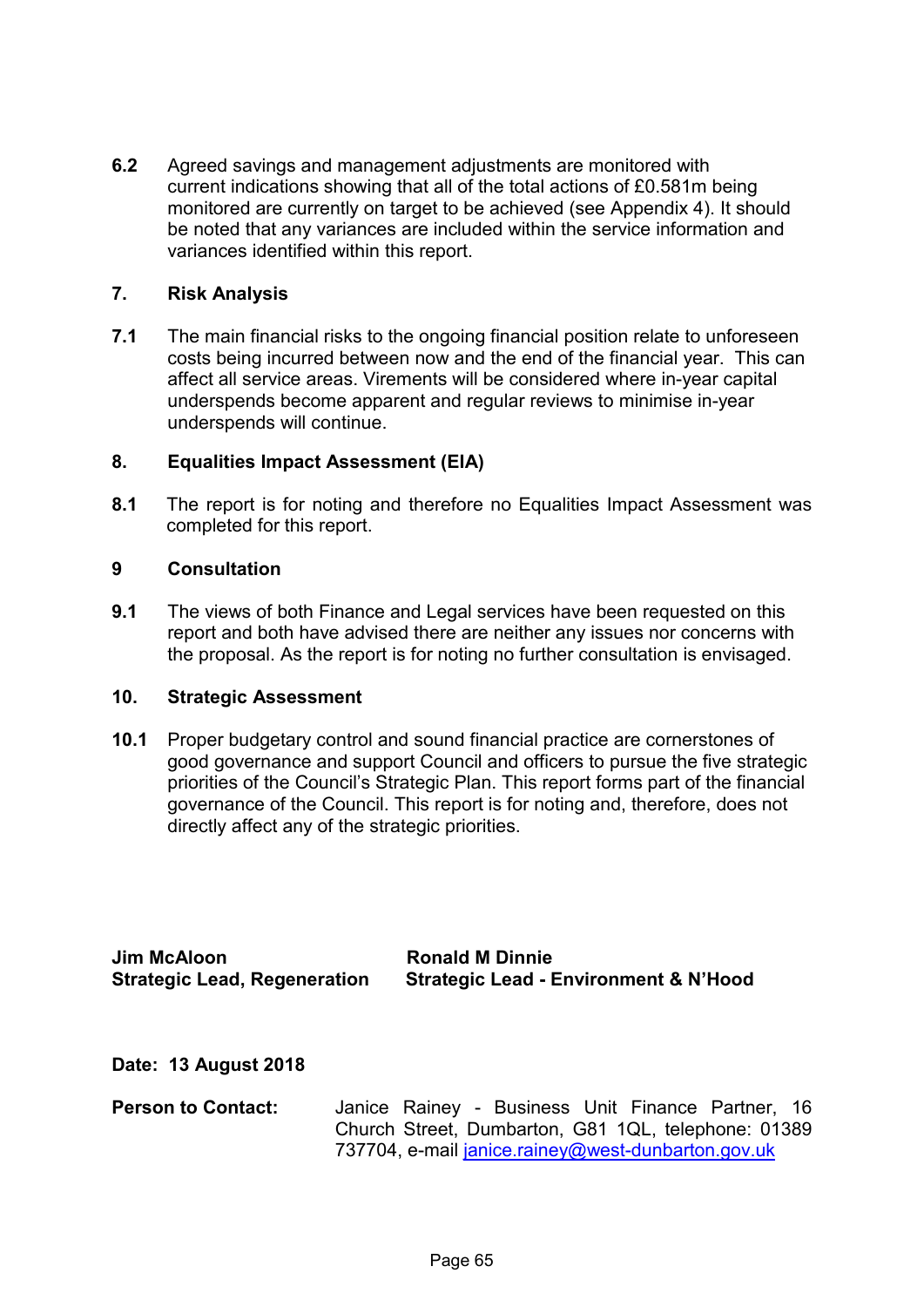**6.2** Agreed savings and management adjustments are monitored with current indications showing that all of the total actions of £0.581m being monitored are currently on target to be achieved (see Appendix 4). It should be noted that any variances are included within the service information and variances identified within this report.

## 7. Risk Analysis

**7.1** The main financial risks to the ongoing financial position relate to unforeseen costs being incurred between now and the end of the financial year. This can affect all service areas. Virements will be considered where in-year capital underspends become apparent and regular reviews to minimise in-year underspends will continue.

## 8. Equalities Impact Assessment (EIA)

**8.1** The report is for noting and therefore no Equalities Impact Assessment was completed for this report.

## 9 Consultation

**9.1** The views of both Finance and Legal services have been requested on this report and both have advised there are neither any issues nor concerns with the proposal. As the report is for noting no further consultation is envisaged.

## 10. Strategic Assessment

**10.1** Proper budgetary control and sound financial practice are cornerstones of good governance and support Council and officers to pursue the five strategic priorities of the Council's Strategic Plan. This report forms part of the financial governance of the Council. This report is for noting and, therefore, does not directly affect any of the strategic priorities.

**Jim McAloon**
**Strategic Lead, Regeneration**

**Ronald M Dinnie**
**Strategic Lead - Environment & N'Hood**

**Date: 13 August 2018**

**Person to Contact:** Janice Rainey - Business Unit Finance Partner, 16 Church Street, Dumbarton, G81 1QL, telephone: 01389 737704, e-mail janice.rainey@west-dunbarton.gov.uk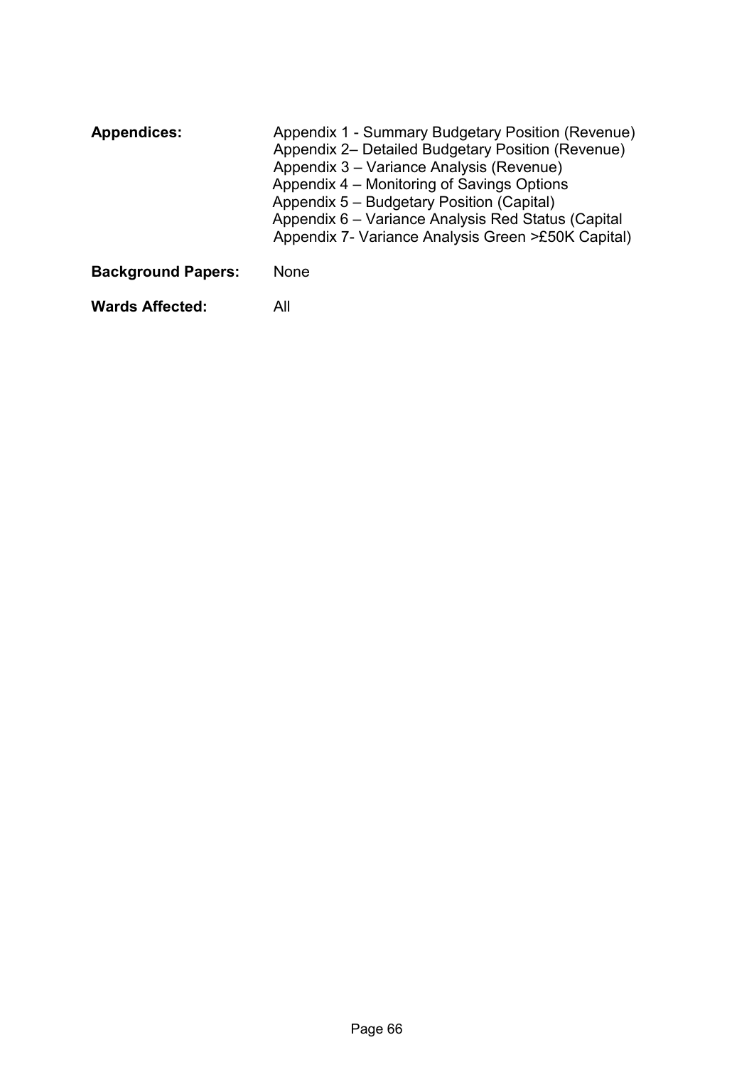**Appendices:**

Appendix 1 - Summary Budgetary Position (Revenue)
Appendix 2– Detailed Budgetary Position (Revenue)
Appendix 3 – Variance Analysis (Revenue)
Appendix 4 – Monitoring of Savings Options
Appendix 5 – Budgetary Position (Capital)
Appendix 6 – Variance Analysis Red Status (Capital
Appendix 7- Variance Analysis Green >£50K Capital)

**Background Papers:** None

**Wards Affected:** All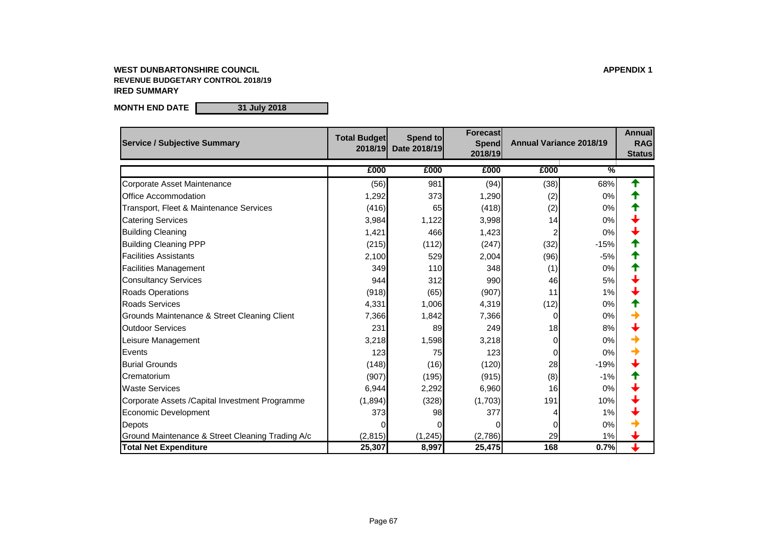**WEST DUNBARTONSHIRE COUNCIL** **APPENDIX 1**

**REVENUE BUDGETARY CONTROL 2018/19**

**IRED SUMMARY**

**MONTH END DATE** **31 July 2018**

| Service / Subjective Summary | Total Budget 2018/19 | Spend to Date 2018/19 | Forecast Spend 2018/19 | Annual Variance 2018/19 | | Annual RAG Status |
|---|---|---|---|---|---|---|
| | £000 | £000 | £000 | £000 | % | |
| Corporate Asset Maintenance | (56) | 981 | (94) | (38) | 68% | ↑ |
| Office Accommodation | 1,292 | 373 | 1,290 | (2) | 0% | ↑ |
| Transport, Fleet & Maintenance Services | (416) | 65 | (418) | (2) | 0% | ↑ |
| Catering Services | 3,984 | 1,122 | 3,998 | 14 | 0% | ↓ |
| Building Cleaning | 1,421 | 466 | 1,423 | 2 | 0% | ↓ |
| Building Cleaning PPP | (215) | (112) | (247) | (32) | -15% | ↑ |
| Facilities Assistants | 2,100 | 529 | 2,004 | (96) | -5% | ↑ |
| Facilities Management | 349 | 110 | 348 | (1) | 0% | ↑ |
| Consultancy Services | 944 | 312 | 990 | 46 | 5% | ↓ |
| Roads Operations | (918) | (65) | (907) | 11 | 1% | ↓ |
| Roads Services | 4,331 | 1,006 | 4,319 | (12) | 0% | ↑ |
| Grounds Maintenance & Street Cleaning Client | 7,366 | 1,842 | 7,366 | 0 | 0% | → |
| Outdoor Services | 231 | 89 | 249 | 18 | 8% | ↓ |
| Leisure Management | 3,218 | 1,598 | 3,218 | 0 | 0% | → |
| Events | 123 | 75 | 123 | 0 | 0% | → |
| Burial Grounds | (148) | (16) | (120) | 28 | -19% | ↓ |
| Crematorium | (907) | (195) | (915) | (8) | -1% | ↑ |
| Waste Services | 6,944 | 2,292 | 6,960 | 16 | 0% | ↓ |
| Corporate Assets /Capital Investment Programme | (1,894) | (328) | (1,703) | 191 | 10% | ↓ |
| Economic Development | 373 | 98 | 377 | 4 | 1% | ↓ |
| Depots | 0 | 0 | 0 | 0 | 0% | → |
| Ground Maintenance & Street Cleaning Trading A/c | (2,815) | (1,245) | (2,786) | 29 | 1% | ↓ |
| **Total Net Expenditure** | **25,307** | **8,997** | **25,475** | **168** | **0.7%** | ↓ |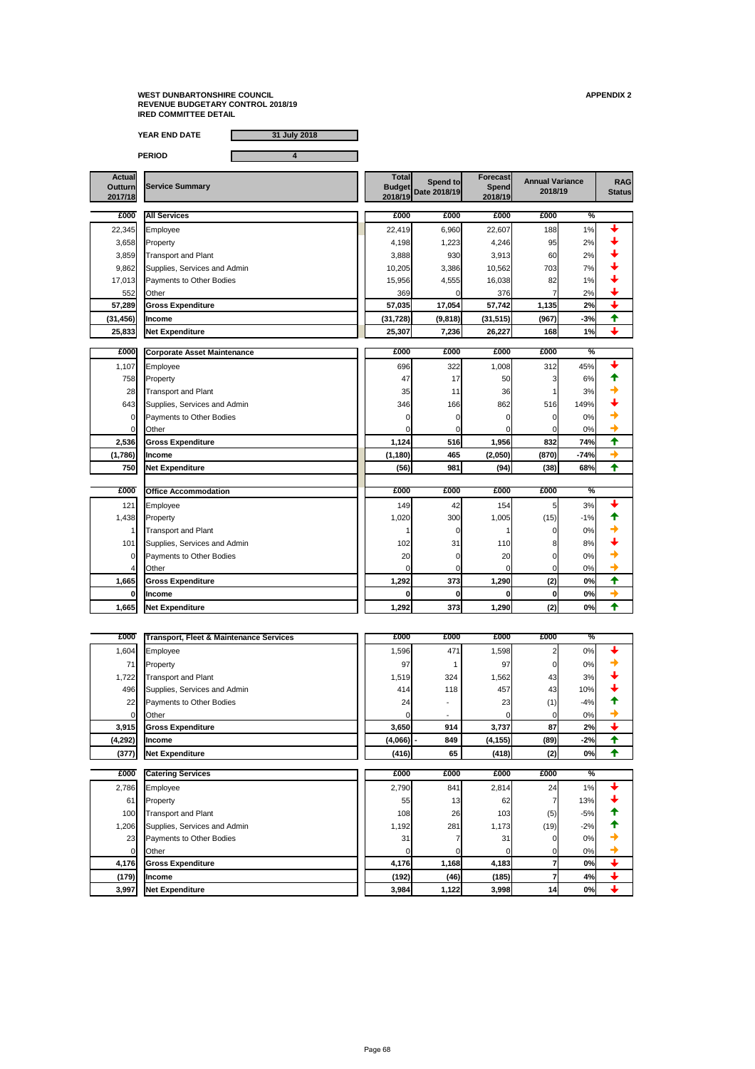**WEST DUNBARTONSHIRE COUNCIL**
**REVENUE BUDGETARY CONTROL 2018/19**
**IRED COMMITTEE DETAIL**

**APPENDIX 2**

**YEAR END DATE** 31 July 2018

**PERIOD** 4

| Actual Outturn 2017/18 | Service Summary | Total Budget 2018/19 | Spend to Date 2018/19 | Forecast Spend 2018/19 | Annual Variance 2018/19 | | RAG Status |
|---|---|---|---|---|---|---|---|
| £000 | **All Services** | £000 | £000 | £000 | £000 | % | |
| 22,345 | Employee | 22,419 | 6,960 | 22,607 | 188 | 1% | ↓ |
| 3,658 | Property | 4,198 | 1,223 | 4,246 | 95 | 2% | ↓ |
| 3,859 | Transport and Plant | 3,888 | 930 | 3,913 | 60 | 2% | ↓ |
| 9,862 | Supplies, Services and Admin | 10,205 | 3,386 | 10,562 | 703 | 7% | ↓ |
| 17,013 | Payments to Other Bodies | 15,956 | 4,555 | 16,038 | 82 | 1% | ↓ |
| 552 | Other | 369 | 0 | 376 | 7 | 2% | ↓ |
| **57,289** | **Gross Expenditure** | **57,035** | **17,054** | **57,742** | **1,135** | **2%** | ↓ |
| **(31,456)** | **Income** | **(31,728)** | **(9,818)** | **(31,515)** | **(967)** | **-3%** | ↑ |
| **25,833** | **Net Expenditure** | **25,307** | **7,236** | **26,227** | **168** | **1%** | ↓ |
| £000 | **Corporate Asset Maintenance** | £000 | £000 | £000 | £000 | % | |
| 1,107 | Employee | 696 | 322 | 1,008 | 312 | 45% | ↓ |
| 758 | Property | 47 | 17 | 50 | 3 | 6% | ↑ |
| 28 | Transport and Plant | 35 | 11 | 36 | 1 | 3% | → |
| 643 | Supplies, Services and Admin | 346 | 166 | 862 | 516 | 149% | ↓ |
| 0 | Payments to Other Bodies | 0 | 0 | 0 | 0 | 0% | → |
| 0 | Other | 0 | 0 | 0 | 0 | 0% | → |
| **2,536** | **Gross Expenditure** | **1,124** | **516** | **1,956** | **832** | **74%** | ↑ |
| **(1,786)** | **Income** | **(1,180)** | **465** | **(2,050)** | **(870)** | **-74%** | → |
| **750** | **Net Expenditure** | **(56)** | **981** | **(94)** | **(38)** | **68%** | ↑ |
| £000 | **Office Accommodation** | £000 | £000 | £000 | £000 | % | |
| 121 | Employee | 149 | 42 | 154 | 5 | 3% | ↓ |
| 1,438 | Property | 1,020 | 300 | 1,005 | (15) | -1% | ↑ |
| 1 | Transport and Plant | 1 | 0 | 1 | 0 | 0% | → |
| 101 | Supplies, Services and Admin | 102 | 31 | 110 | 8 | 8% | ↓ |
| 0 | Payments to Other Bodies | 20 | 0 | 20 | 0 | 0% | → |
| 4 | Other | 0 | 0 | 0 | 0 | 0% | → |
| **1,665** | **Gross Expenditure** | **1,292** | **373** | **1,290** | **(2)** | **0%** | ↑ |
| **0** | **Income** | **0** | **0** | **0** | **0** | **0%** | → |
| **1,665** | **Net Expenditure** | **1,292** | **373** | **1,290** | **(2)** | **0%** | ↑ |
| £000 | **Transport, Fleet & Maintenance Services** | £000 | £000 | £000 | £000 | % | |
| 1,604 | Employee | 1,596 | 471 | 1,598 | 2 | 0% | ↓ |
| 71 | Property | 97 | 1 | 97 | 0 | 0% | → |
| 1,722 | Transport and Plant | 1,519 | 324 | 1,562 | 43 | 3% | ↓ |
| 496 | Supplies, Services and Admin | 414 | 118 | 457 | 43 | 10% | ↓ |
| 22 | Payments to Other Bodies | 24 | - | 23 | (1) | -4% | ↑ |
| 0 | Other | 0 | - | 0 | 0 | 0% | → |
| **3,915** | **Gross Expenditure** | **3,650** | **914** | **3,737** | **87** | **2%** | ↓ |
| **(4,292)** | **Income** | **(4,066)** | **- 849** | **(4,155)** | **(89)** | **-2%** | ↑ |
| **(377)** | **Net Expenditure** | **(416)** | **65** | **(418)** | **(2)** | **0%** | ↑ |
| £000 | **Catering Services** | £000 | £000 | £000 | £000 | % | |
| 2,786 | Employee | 2,790 | 841 | 2,814 | 24 | 1% | ↓ |
| 61 | Property | 55 | 13 | 62 | 7 | 13% | ↓ |
| 100 | Transport and Plant | 108 | 26 | 103 | (5) | -5% | ↑ |
| 1,206 | Supplies, Services and Admin | 1,192 | 281 | 1,173 | (19) | -2% | ↑ |
| 23 | Payments to Other Bodies | 31 | 7 | 31 | 0 | 0% | → |
| 0 | Other | 0 | 0 | 0 | 0 | 0% | → |
| **4,176** | **Gross Expenditure** | **4,176** | **1,168** | **4,183** | **7** | **0%** | ↓ |
| **(179)** | **Income** | **(192)** | **(46)** | **(185)** | **7** | **4%** | ↓ |
| **3,997** | **Net Expenditure** | **3,984** | **1,122** | **3,998** | **14** | **0%** | ↓ |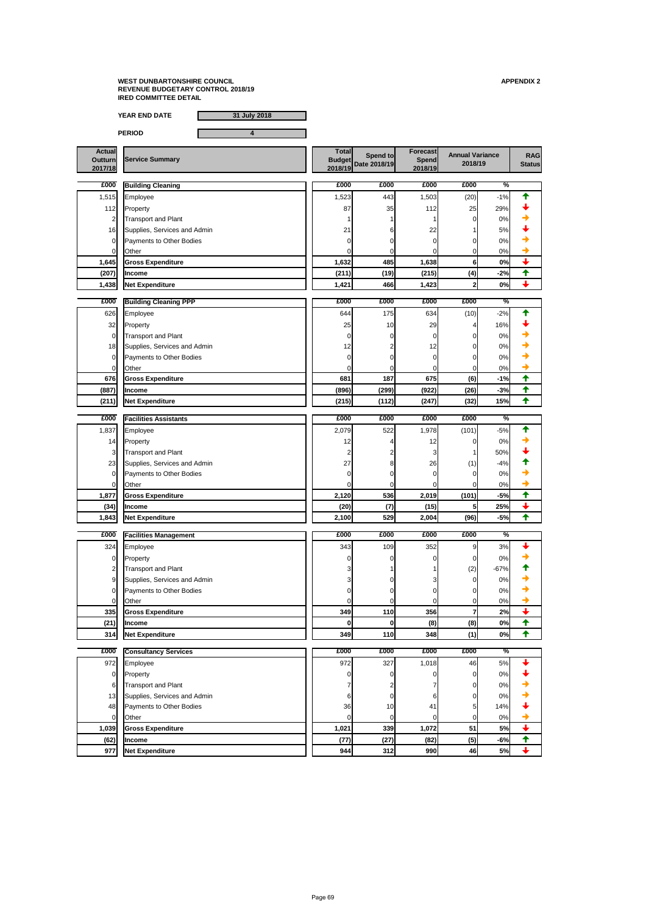**WEST DUNBARTONSHIRE COUNCIL**
**REVENUE BUDGETARY CONTROL 2018/19**
**IRED COMMITTEE DETAIL**

**APPENDIX 2**

**YEAR END DATE** 31 July 2018

**PERIOD** 4

| Actual Outturn 2017/18 | Service Summary | Total Budget 2018/19 | Spend to Date 2018/19 | Forecast Spend 2018/19 | Annual Variance 2018/19 | | RAG Status |
|---|---|---|---|---|---|---|---|
| £000 | **Building Cleaning** | £000 | £000 | £000 | £000 | % | |
| 1,515 | Employee | 1,523 | 443 | 1,503 | (20) | -1% | ↑ |
| 112 | Property | 87 | 35 | 112 | 25 | 29% | ↓ |
| 2 | Transport and Plant | 1 | 1 | 1 | 0 | 0% | → |
| 16 | Supplies, Services and Admin | 21 | 6 | 22 | 1 | 5% | ↓ |
| 0 | Payments to Other Bodies | 0 | 0 | 0 | 0 | 0% | → |
| 0 | Other | 0 | 0 | 0 | 0 | 0% | → |
| **1,645** | **Gross Expenditure** | **1,632** | **485** | **1,638** | **6** | **0%** | ↓ |
| **(207)** | **Income** | **(211)** | **(19)** | **(215)** | **(4)** | **-2%** | ↑ |
| **1,438** | **Net Expenditure** | **1,421** | **466** | **1,423** | **2** | **0%** | ↓ |
| £000 | **Building Cleaning PPP** | £000 | £000 | £000 | £000 | % | |
| 626 | Employee | 644 | 175 | 634 | (10) | -2% | ↑ |
| 32 | Property | 25 | 10 | 29 | 4 | 16% | ↓ |
| 0 | Transport and Plant | 0 | 0 | 0 | 0 | 0% | → |
| 18 | Supplies, Services and Admin | 12 | 2 | 12 | 0 | 0% | → |
| 0 | Payments to Other Bodies | 0 | 0 | 0 | 0 | 0% | → |
| 0 | Other | 0 | 0 | 0 | 0 | 0% | → |
| **676** | **Gross Expenditure** | **681** | **187** | **675** | **(6)** | **-1%** | ↑ |
| **(887)** | **Income** | **(896)** | **(299)** | **(922)** | **(26)** | **-3%** | ↑ |
| **(211)** | **Net Expenditure** | **(215)** | **(112)** | **(247)** | **(32)** | **15%** | ↑ |
| £000 | **Facilities Assistants** | £000 | £000 | £000 | £000 | % | |
| 1,837 | Employee | 2,079 | 522 | 1,978 | (101) | -5% | ↑ |
| 14 | Property | 12 | 4 | 12 | 0 | 0% | → |
| 3 | Transport and Plant | 2 | 2 | 3 | 1 | 50% | ↓ |
| 23 | Supplies, Services and Admin | 27 | 8 | 26 | (1) | -4% | ↑ |
| 0 | Payments to Other Bodies | 0 | 0 | 0 | 0 | 0% | → |
| 0 | Other | 0 | 0 | 0 | 0 | 0% | → |
| **1,877** | **Gross Expenditure** | **2,120** | **536** | **2,019** | **(101)** | **-5%** | ↑ |
| **(34)** | **Income** | **(20)** | **(7)** | **(15)** | **5** | **25%** | ↓ |
| **1,843** | **Net Expenditure** | **2,100** | **529** | **2,004** | **(96)** | **-5%** | ↑ |
| £000 | **Facilities Management** | £000 | £000 | £000 | £000 | % | |
| 324 | Employee | 343 | 109 | 352 | 9 | 3% | ↓ |
| 0 | Property | 0 | 0 | 0 | 0 | 0% | → |
| 2 | Transport and Plant | 3 | 1 | 1 | (2) | -67% | ↑ |
| 9 | Supplies, Services and Admin | 3 | 0 | 3 | 0 | 0% | → |
| 0 | Payments to Other Bodies | 0 | 0 | 0 | 0 | 0% | → |
| 0 | Other | 0 | 0 | 0 | 0 | 0% | → |
| **335** | **Gross Expenditure** | **349** | **110** | **356** | **7** | **2%** | ↓ |
| **(21)** | **Income** | **0** | **0** | **(8)** | **(8)** | **0%** | ↑ |
| **314** | **Net Expenditure** | **349** | **110** | **348** | **(1)** | **0%** | ↑ |
| £000 | **Consultancy Services** | £000 | £000 | £000 | £000 | % | |
| 972 | Employee | 972 | 327 | 1,018 | 46 | 5% | ↓ |
| 0 | Property | 0 | 0 | 0 | 0 | 0% | ↓ |
| 6 | Transport and Plant | 7 | 2 | 7 | 0 | 0% | → |
| 13 | Supplies, Services and Admin | 6 | 0 | 6 | 0 | 0% | → |
| 48 | Payments to Other Bodies | 36 | 10 | 41 | 5 | 14% | ↓ |
| 0 | Other | 0 | 0 | 0 | 0 | 0% | → |
| **1,039** | **Gross Expenditure** | **1,021** | **339** | **1,072** | **51** | **5%** | ↓ |
| **(62)** | **Income** | **(77)** | **(27)** | **(82)** | **(5)** | **-6%** | ↑ |
| **977** | **Net Expenditure** | **944** | **312** | **990** | **46** | **5%** | ↓ |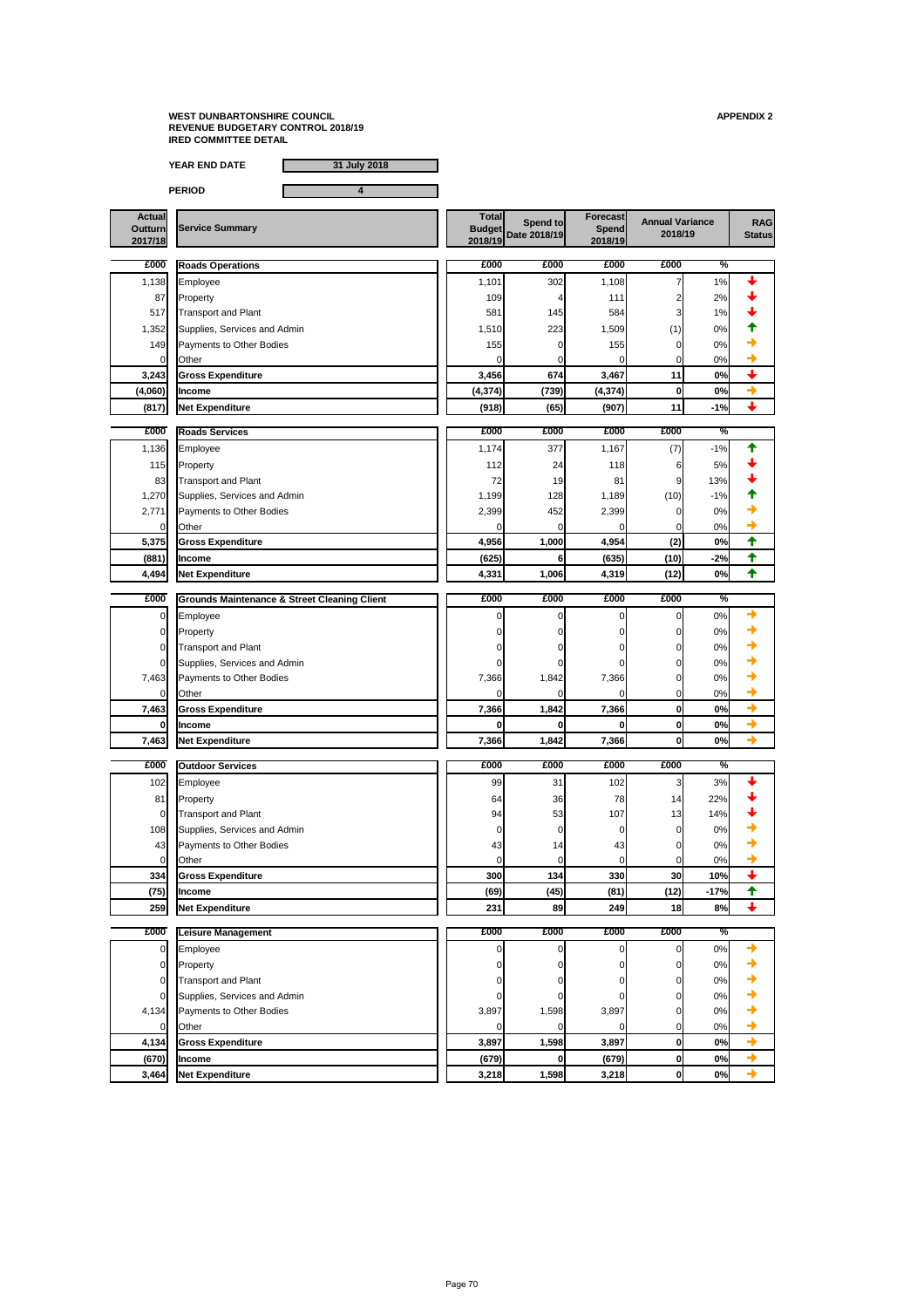**WEST DUNBARTONSHIRE COUNCIL**
**REVENUE BUDGETARY CONTROL 2018/19**
**IRED COMMITTEE DETAIL**

**APPENDIX 2**

**YEAR END DATE** 31 July 2018

**PERIOD** 4

| Actual Outturn 2017/18 | Service Summary | Total Budget 2018/19 | Spend to Date 2018/19 | Forecast Spend 2018/19 | Annual Variance 2018/19 | | RAG Status |
|---|---|---|---|---|---|---|---|
| £000 | **Roads Operations** | £000 | £000 | £000 | £000 | % | |
| 1,138 | Employee | 1,101 | 302 | 1,108 | 7 | 1% | ↓ |
| 87 | Property | 109 | 4 | 111 | 2 | 2% | ↓ |
| 517 | Transport and Plant | 581 | 145 | 584 | 3 | 1% | ↓ |
| 1,352 | Supplies, Services and Admin | 1,510 | 223 | 1,509 | (1) | 0% | ↑ |
| 149 | Payments to Other Bodies | 155 | 0 | 155 | 0 | 0% | → |
| 0 | Other | 0 | 0 | 0 | 0 | 0% | → |
| **3,243** | **Gross Expenditure** | **3,456** | **674** | **3,467** | **11** | **0%** | ↓ |
| **(4,060)** | **Income** | **(4,374)** | **(739)** | **(4,374)** | **0** | **0%** | → |
| **(817)** | **Net Expenditure** | **(918)** | **(65)** | **(907)** | **11** | **-1%** | ↓ |
| £000 | **Roads Services** | £000 | £000 | £000 | £000 | % | |
| 1,136 | Employee | 1,174 | 377 | 1,167 | (7) | -1% | ↑ |
| 115 | Property | 112 | 24 | 118 | 6 | 5% | ↓ |
| 83 | Transport and Plant | 72 | 19 | 81 | 9 | 13% | ↓ |
| 1,270 | Supplies, Services and Admin | 1,199 | 128 | 1,189 | (10) | -1% | ↑ |
| 2,771 | Payments to Other Bodies | 2,399 | 452 | 2,399 | 0 | 0% | → |
| 0 | Other | 0 | 0 | 0 | 0 | 0% | → |
| **5,375** | **Gross Expenditure** | **4,956** | **1,000** | **4,954** | **(2)** | **0%** | ↑ |
| **(881)** | **Income** | **(625)** | **6** | **(635)** | **(10)** | **-2%** | ↑ |
| **4,494** | **Net Expenditure** | **4,331** | **1,006** | **4,319** | **(12)** | **0%** | ↑ |
| £000 | **Grounds Maintenance & Street Cleaning Client** | £000 | £000 | £000 | £000 | % | |
| 0 | Employee | 0 | 0 | 0 | 0 | 0% | → |
| 0 | Property | 0 | 0 | 0 | 0 | 0% | → |
| 0 | Transport and Plant | 0 | 0 | 0 | 0 | 0% | → |
| 0 | Supplies, Services and Admin | 0 | 0 | 0 | 0 | 0% | → |
| 7,463 | Payments to Other Bodies | 7,366 | 1,842 | 7,366 | 0 | 0% | → |
| 0 | Other | 0 | 0 | 0 | 0 | 0% | → |
| **7,463** | **Gross Expenditure** | **7,366** | **1,842** | **7,366** | **0** | **0%** | → |
| **0** | **Income** | **0** | **0** | **0** | **0** | **0%** | → |
| **7,463** | **Net Expenditure** | **7,366** | **1,842** | **7,366** | **0** | **0%** | → |
| £000 | **Outdoor Services** | £000 | £000 | £000 | £000 | % | |
| 102 | Employee | 99 | 31 | 102 | 3 | 3% | ↓ |
| 81 | Property | 64 | 36 | 78 | 14 | 22% | ↓ |
| 0 | Transport and Plant | 94 | 53 | 107 | 13 | 14% | ↓ |
| 108 | Supplies, Services and Admin | 0 | 0 | 0 | 0 | 0% | → |
| 43 | Payments to Other Bodies | 43 | 14 | 43 | 0 | 0% | → |
| 0 | Other | 0 | 0 | 0 | 0 | 0% | → |
| **334** | **Gross Expenditure** | **300** | **134** | **330** | **30** | **10%** | ↓ |
| **(75)** | **Income** | **(69)** | **(45)** | **(81)** | **(12)** | **-17%** | ↑ |
| **259** | **Net Expenditure** | **231** | **89** | **249** | **18** | **8%** | ↓ |
| £000 | **Leisure Management** | £000 | £000 | £000 | £000 | % | |
| 0 | Employee | 0 | 0 | 0 | 0 | 0% | → |
| 0 | Property | 0 | 0 | 0 | 0 | 0% | → |
| 0 | Transport and Plant | 0 | 0 | 0 | 0 | 0% | → |
| 0 | Supplies, Services and Admin | 0 | 0 | 0 | 0 | 0% | → |
| 4,134 | Payments to Other Bodies | 3,897 | 1,598 | 3,897 | 0 | 0% | → |
| 0 | Other | 0 | 0 | 0 | 0 | 0% | → |
| **4,134** | **Gross Expenditure** | **3,897** | **1,598** | **3,897** | **0** | **0%** | → |
| **(670)** | **Income** | **(679)** | **0** | **(679)** | **0** | **0%** | → |
| **3,464** | **Net Expenditure** | **3,218** | **1,598** | **3,218** | **0** | **0%** | → |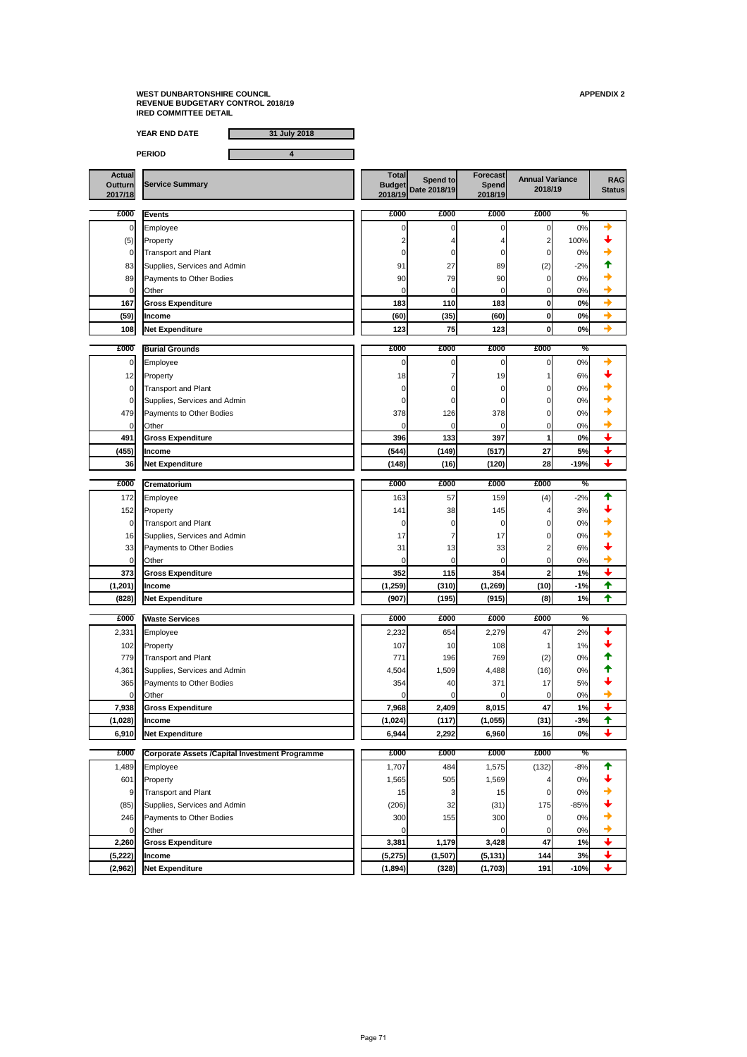**WEST DUNBARTONSHIRE COUNCIL**
**REVENUE BUDGETARY CONTROL 2018/19**
**IRED COMMITTEE DETAIL**

**APPENDIX 2**

**YEAR END DATE** 31 July 2018

**PERIOD** 4

| Actual Outturn 2017/18 | Service Summary | Total Budget 2018/19 | Spend to Date 2018/19 | Forecast Spend 2018/19 | Annual Variance 2018/19 | | RAG Status |
|---|---|---|---|---|---|---|---|
| **£000** | **Events** | **£000** | **£000** | **£000** | **£000** | **%** | |
| 0 | Employee | 0 | 0 | 0 | 0 | 0% | → |
| (5) | Property | 2 | 4 | 4 | 2 | 100% | ↓ |
| 0 | Transport and Plant | 0 | 0 | 0 | 0 | 0% | → |
| 83 | Supplies, Services and Admin | 91 | 27 | 89 | (2) | -2% | ↑ |
| 89 | Payments to Other Bodies | 90 | 79 | 90 | 0 | 0% | → |
| 0 | Other | 0 | 0 | 0 | 0 | 0% | → |
| **167** | **Gross Expenditure** | **183** | **110** | **183** | **0** | **0%** | → |
| **(59)** | **Income** | **(60)** | **(35)** | **(60)** | **0** | **0%** | → |
| **108** | **Net Expenditure** | **123** | **75** | **123** | **0** | **0%** | → |
| **£000** | **Burial Grounds** | **£000** | **£000** | **£000** | **£000** | **%** | |
| 0 | Employee | 0 | 0 | 0 | 0 | 0% | → |
| 12 | Property | 18 | 7 | 19 | 1 | 6% | ↓ |
| 0 | Transport and Plant | 0 | 0 | 0 | 0 | 0% | → |
| 0 | Supplies, Services and Admin | 0 | 0 | 0 | 0 | 0% | → |
| 479 | Payments to Other Bodies | 378 | 126 | 378 | 0 | 0% | → |
| 0 | Other | 0 | 0 | 0 | 0 | 0% | → |
| **491** | **Gross Expenditure** | **396** | **133** | **397** | **1** | **0%** | ↓ |
| **(455)** | **Income** | **(544)** | **(149)** | **(517)** | **27** | **5%** | ↓ |
| **36** | **Net Expenditure** | **(148)** | **(16)** | **(120)** | **28** | **-19%** | ↓ |
| **£000** | **Crematorium** | **£000** | **£000** | **£000** | **£000** | **%** | |
| 172 | Employee | 163 | 57 | 159 | (4) | -2% | ↑ |
| 152 | Property | 141 | 38 | 145 | 4 | 3% | ↓ |
| 0 | Transport and Plant | 0 | 0 | 0 | 0 | 0% | → |
| 16 | Supplies, Services and Admin | 17 | 7 | 17 | 0 | 0% | → |
| 33 | Payments to Other Bodies | 31 | 13 | 33 | 2 | 6% | ↓ |
| 0 | Other | 0 | 0 | 0 | 0 | 0% | → |
| **373** | **Gross Expenditure** | **352** | **115** | **354** | **2** | **1%** | ↓ |
| **(1,201)** | **Income** | **(1,259)** | **(310)** | **(1,269)** | **(10)** | **-1%** | ↑ |
| **(828)** | **Net Expenditure** | **(907)** | **(195)** | **(915)** | **(8)** | **1%** | ↑ |
| **£000** | **Waste Services** | **£000** | **£000** | **£000** | **£000** | **%** | |
| 2,331 | Employee | 2,232 | 654 | 2,279 | 47 | 2% | ↓ |
| 102 | Property | 107 | 10 | 108 | 1 | 1% | ↓ |
| 779 | Transport and Plant | 771 | 196 | 769 | (2) | 0% | ↑ |
| 4,361 | Supplies, Services and Admin | 4,504 | 1,509 | 4,488 | (16) | 0% | ↑ |
| 365 | Payments to Other Bodies | 354 | 40 | 371 | 17 | 5% | ↓ |
| 0 | Other | 0 | 0 | 0 | 0 | 0% | → |
| **7,938** | **Gross Expenditure** | **7,968** | **2,409** | **8,015** | **47** | **1%** | ↓ |
| **(1,028)** | **Income** | **(1,024)** | **(117)** | **(1,055)** | **(31)** | **-3%** | ↑ |
| **6,910** | **Net Expenditure** | **6,944** | **2,292** | **6,960** | **16** | **0%** | ↓ |
| **£000** | **Corporate Assets /Capital Investment Programme** | **£000** | **£000** | **£000** | **£000** | **%** | |
| 1,489 | Employee | 1,707 | 484 | 1,575 | (132) | -8% | ↑ |
| 601 | Property | 1,565 | 505 | 1,569 | 4 | 0% | ↓ |
| 9 | Transport and Plant | 15 | 3 | 15 | 0 | 0% | → |
| (85) | Supplies, Services and Admin | (206) | 32 | (31) | 175 | -85% | ↓ |
| 246 | Payments to Other Bodies | 300 | 155 | 300 | 0 | 0% | → |
| 0 | Other | | | 0 | 0 | 0% | → |
| **2,260** | **Gross Expenditure** | **3,381** | **1,179** | **3,428** | **47** | **1%** | ↓ |
| **(5,222)** | **Income** | **(5,275)** | **(1,507)** | **(5,131)** | **144** | **3%** | ↓ |
| **(2,962)** | **Net Expenditure** | **(1,894)** | **(328)** | **(1,703)** | **191** | **-10%** | ↓ |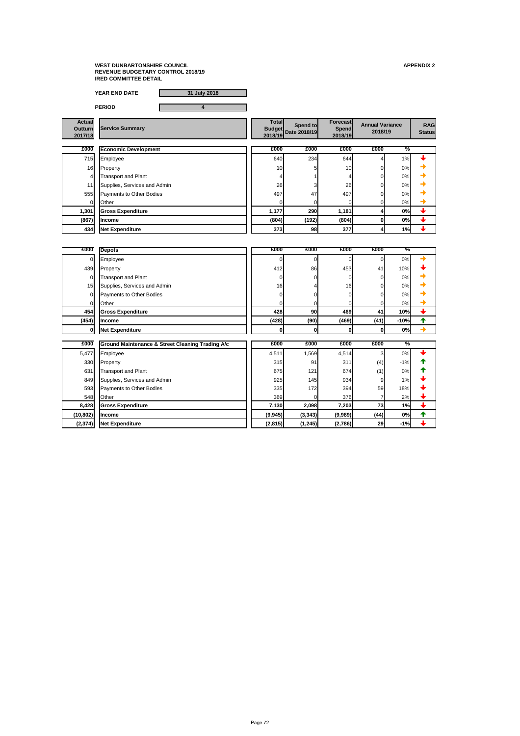**WEST DUNBARTONSHIRE COUNCIL**
**REVENUE BUDGETARY CONTROL 2018/19**
**IRED COMMITTEE DETAIL**

**APPENDIX 2**

| **YEAR END DATE** | **31 July 2018** |
|---|---|
| **PERIOD** | **4** |

| Actual Outturn 2017/18 | Service Summary | Total Budget 2018/19 | Spend to Date 2018/19 | Forecast Spend 2018/19 | Annual Variance 2018/19 | | RAG Status |
|---|---|---|---|---|---|---|---|
| **£000** | **Economic Development** | **£000** | **£000** | **£000** | **£000** | **%** | |
| 715 | Employee | 640 | 234 | 644 | 4 | 1% | ↓ |
| 16 | Property | 10 | 5 | 10 | 0 | 0% | → |
| 4 | Transport and Plant | 4 | 1 | 4 | 0 | 0% | → |
| 11 | Supplies, Services and Admin | 26 | 3 | 26 | 0 | 0% | → |
| 555 | Payments to Other Bodies | 497 | 47 | 497 | 0 | 0% | → |
| 0 | Other | 0 | 0 | 0 | 0 | 0% | → |
| **1,301** | **Gross Expenditure** | **1,177** | **290** | **1,181** | **4** | **0%** | ↓ |
| **(867)** | **Income** | **(804)** | **(192)** | **(804)** | **0** | **0%** | ↓ |
| **434** | **Net Expenditure** | **373** | **98** | **377** | **4** | **1%** | ↓ |

| Actual Outturn 2017/18 | Service Summary | Total Budget 2018/19 | Spend to Date 2018/19 | Forecast Spend 2018/19 | Annual Variance 2018/19 | | RAG Status |
|---|---|---|---|---|---|---|---|
| **£000** | **Depots** | **£000** | **£000** | **£000** | **£000** | **%** | |
| 0 | Employee | 0 | 0 | 0 | 0 | 0% | → |
| 439 | Property | 412 | 86 | 453 | 41 | 10% | ↓ |
| 0 | Transport and Plant | 0 | 0 | 0 | 0 | 0% | → |
| 15 | Supplies, Services and Admin | 16 | 4 | 16 | 0 | 0% | → |
| 0 | Payments to Other Bodies | 0 | 0 | 0 | 0 | 0% | → |
| 0 | Other | 0 | 0 | 0 | 0 | 0% | → |
| **454** | **Gross Expenditure** | **428** | **90** | **469** | **41** | **10%** | ↓ |
| **(454)** | **Income** | **(428)** | **(90)** | **(469)** | **(41)** | **-10%** | ↑ |
| **0** | **Net Expenditure** | **0** | **0** | **0** | **0** | **0%** | → |

| Actual Outturn 2017/18 | Service Summary | Total Budget 2018/19 | Spend to Date 2018/19 | Forecast Spend 2018/19 | Annual Variance 2018/19 | | RAG Status |
|---|---|---|---|---|---|---|---|
| **£000** | **Ground Maintenance & Street Cleaning Trading A/c** | **£000** | **£000** | **£000** | **£000** | **%** | |
| 5,477 | Employee | 4,511 | 1,569 | 4,514 | 3 | 0% | ↓ |
| 330 | Property | 315 | 91 | 311 | (4) | -1% | ↑ |
| 631 | Transport and Plant | 675 | 121 | 674 | (1) | 0% | ↑ |
| 849 | Supplies, Services and Admin | 925 | 145 | 934 | 9 | 1% | ↓ |
| 593 | Payments to Other Bodies | 335 | 172 | 394 | 59 | 18% | ↓ |
| 548 | Other | 369 | 0 | 376 | 7 | 2% | ↓ |
| **8,428** | **Gross Expenditure** | **7,130** | **2,098** | **7,203** | **73** | **1%** | ↓ |
| **(10,802)** | **Income** | **(9,945)** | **(3,343)** | **(9,989)** | **(44)** | **0%** | ↑ |
| **(2,374)** | **Net Expenditure** | **(2,815)** | **(1,245)** | **(2,786)** | **29** | **-1%** | ↓ |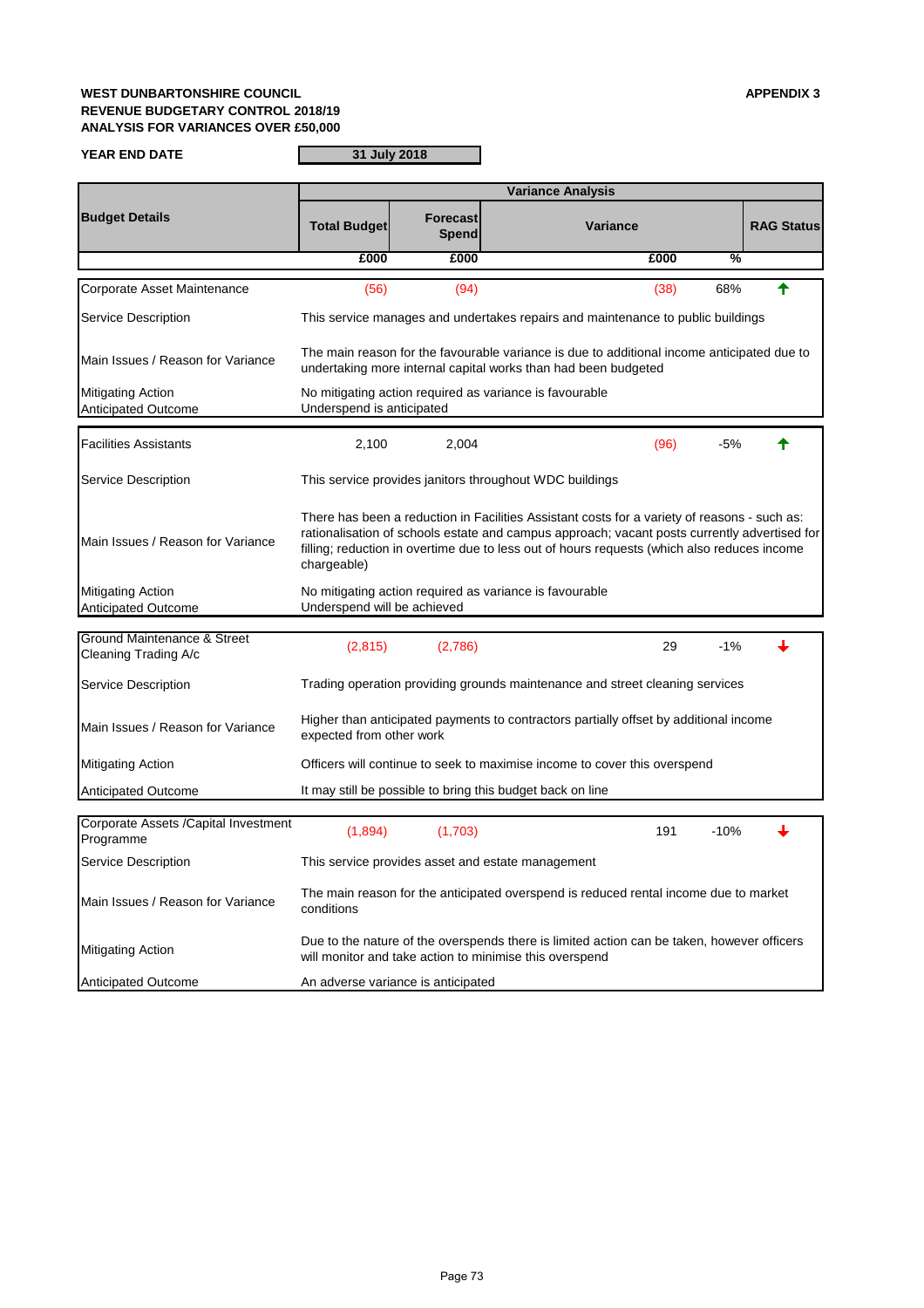**WEST DUNBARTONSHIRE COUNCIL**
**REVENUE BUDGETARY CONTROL 2018/19**
**ANALYSIS FOR VARIANCES OVER £50,000**

**APPENDIX 3**

**YEAR END DATE** | **31 July 2018**

| Budget Details | Total Budget | Forecast Spend | Variance | | RAG Status |
|---|---|---|---|---|---|
| | £000 | £000 | £000 | % | |
| Corporate Asset Maintenance | (56) | (94) | (38) | 68% | ↑ |
| Service Description | This service manages and undertakes repairs and maintenance to public buildings | | | | |
| Main Issues / Reason for Variance | The main reason for the favourable variance is due to additional income anticipated due to undertaking more internal capital works than had been budgeted | | | | |
| Mitigating Action | No mitigating action required as variance is favourable | | | | |
| Anticipated Outcome | Underspend is anticipated | | | | |
| Facilities Assistants | 2,100 | 2,004 | (96) | -5% | ↑ |
| Service Description | This service provides janitors throughout WDC buildings | | | | |
| Main Issues / Reason for Variance | There has been a reduction in Facilities Assistant costs for a variety of reasons - such as: rationalisation of schools estate and campus approach; vacant posts currently advertised for filling; reduction in overtime due to less out of hours requests (which also reduces income chargeable) | | | | |
| Mitigating Action | No mitigating action required as variance is favourable | | | | |
| Anticipated Outcome | Underspend will be achieved | | | | |
| Ground Maintenance & Street Cleaning Trading A/c | (2,815) | (2,786) | 29 | -1% | ↓ |
| Service Description | Trading operation providing grounds maintenance and street cleaning services | | | | |
| Main Issues / Reason for Variance | Higher than anticipated payments to contractors partially offset by additional income expected from other work | | | | |
| Mitigating Action | Officers will continue to seek to maximise income to cover this overspend | | | | |
| Anticipated Outcome | It may still be possible to bring this budget back on line | | | | |
| Corporate Assets /Capital Investment Programme | (1,894) | (1,703) | 191 | -10% | ↓ |
| Service Description | This service provides asset and estate management | | | | |
| Main Issues / Reason for Variance | The main reason for the anticipated overspend is reduced rental income due to market conditions | | | | |
| Mitigating Action | Due to the nature of the overspends there is limited action can be taken, however officers will monitor and take action to minimise this overspend | | | | |
| Anticipated Outcome | An adverse variance is anticipated | | | | |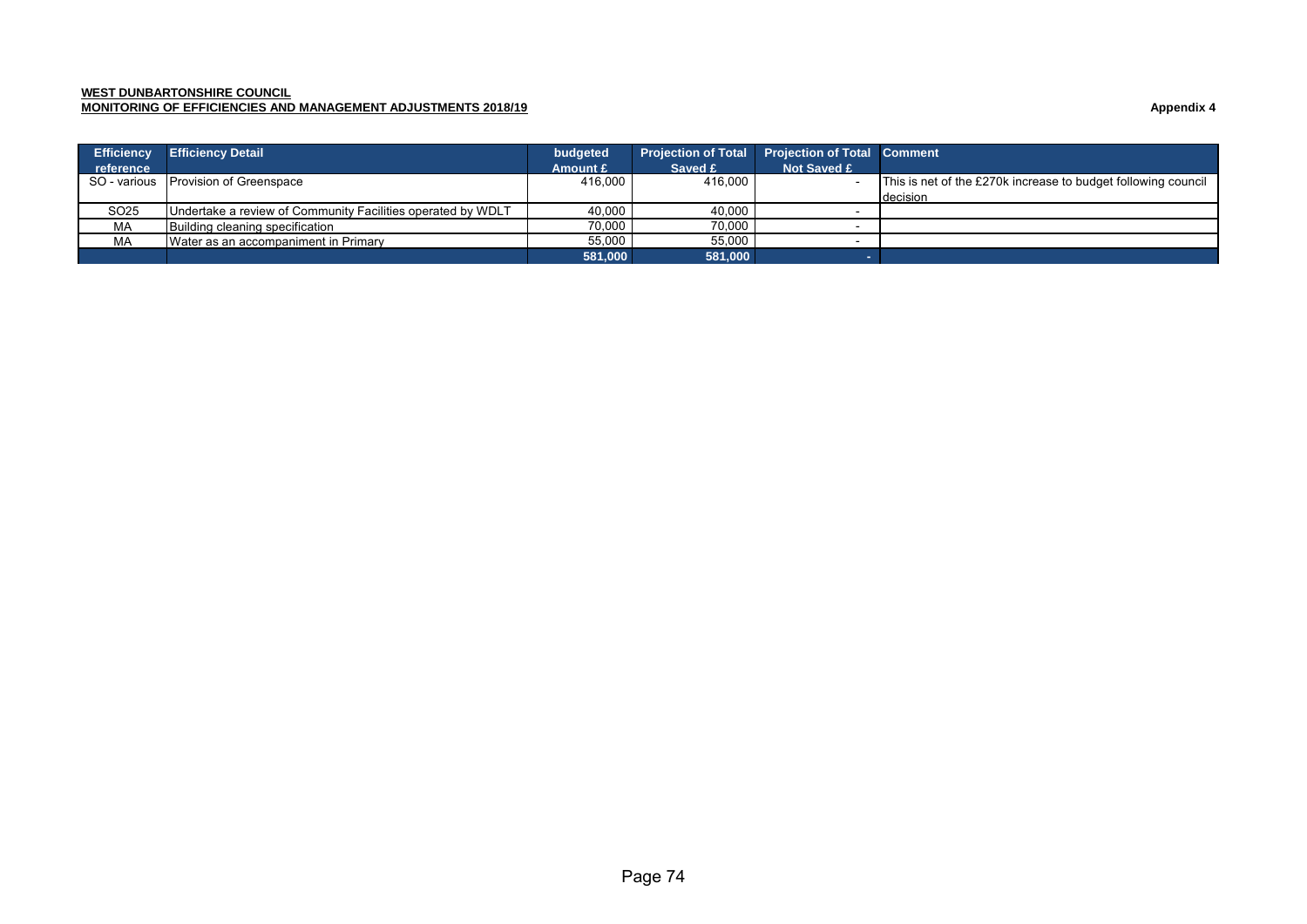**WEST DUNBARTONSHIRE COUNCIL**
**MONITORING OF EFFICIENCIES AND MANAGEMENT ADJUSTMENTS 2018/19**

**Appendix 4**

| Efficiency reference | Efficiency Detail | budgeted Amount £ | Projection of Total Saved £ | Projection of Total Not Saved £ | Comment |
|---|---|---|---|---|---|
| SO - various | Provision of Greenspace | 416,000 | 416,000 | - | This is net of the £270k increase to budget following council decision |
| SO25 | Undertake a review of Community Facilities operated by WDLT | 40,000 | 40,000 | - | |
| MA | Building cleaning specification | 70,000 | 70,000 | - | |
| MA | Water as an accompaniment in Primary | 55,000 | 55,000 | - | |
| | | **581,000** | **581,000** | **-** | |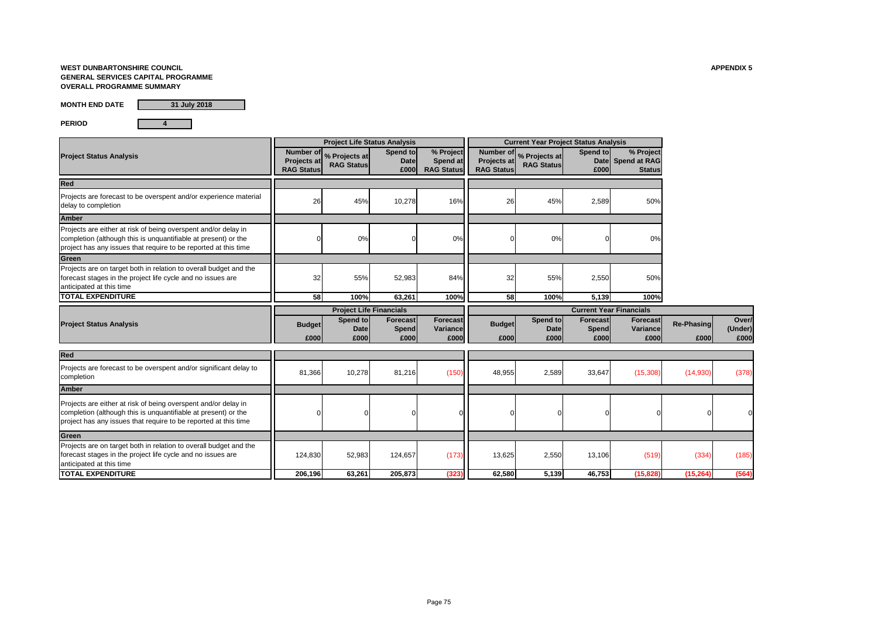**WEST DUNBARTONSHIRE COUNCIL**
**GENERAL SERVICES CAPITAL PROGRAMME**
**OVERALL PROGRAMME SUMMARY**

**APPENDIX 5**

**MONTH END DATE** 31 July 2018

**PERIOD** 4

| Project Status Analysis | Project Life Status Analysis | | | | Current Year Project Status Analysis | | | |
|---|---|---|---|---|---|---|---|---|
| | Number of Projects at RAG Status | % Projects at RAG Status | Spend to Date £000 | % Project Spend at RAG Status | Number of Projects at RAG Status | % Projects at RAG Status | Spend to Date £000 | % Project Spend at RAG Status |
| **Red** | | | | | | | | |
| Projects are forecast to be overspent and/or experience material delay to completion | 26 | 45% | 10,278 | 16% | 26 | 45% | 2,589 | 50% |
| **Amber** | | | | | | | | |
| Projects are either at risk of being overspent and/or delay in completion (although this is unquantifiable at present) or the project has any issues that require to be reported at this time | 0 | 0% | 0 | 0% | 0 | 0% | 0 | 0% |
| **Green** | | | | | | | | |
| Projects are on target both in relation to overall budget and the forecast stages in the project life cycle and no issues are anticipated at this time | 32 | 55% | 52,983 | 84% | 32 | 55% | 2,550 | 50% |
| **TOTAL EXPENDITURE** | **58** | **100%** | **63,261** | **100%** | **58** | **100%** | **5,139** | **100%** |

| Project Status Analysis | Project Life Financials | | | | Current Year Financials | | | | | |
|---|---|---|---|---|---|---|---|---|---|---|
| | Budget £000 | Spend to Date £000 | Forecast Spend £000 | Forecast Variance £000 | Budget £000 | Spend to Date £000 | Forecast Spend £000 | Forecast Variance £000 | Re-Phasing £000 | Over/ (Under) £000 |
| **Red** | | | | | | | | | | |
| Projects are forecast to be overspent and/or significant delay to completion | 81,366 | 10,278 | 81,216 | (150) | 48,955 | 2,589 | 33,647 | (15,308) | (14,930) | (378) |
| **Amber** | | | | | | | | | | |
| Projects are either at risk of being overspent and/or delay in completion (although this is unquantifiable at present) or the project has any issues that require to be reported at this time | 0 | 0 | 0 | 0 | 0 | 0 | 0 | 0 | 0 | 0 |
| **Green** | | | | | | | | | | |
| Projects are on target both in relation to overall budget and the forecast stages in the project life cycle and no issues are anticipated at this time | 124,830 | 52,983 | 124,657 | (173) | 13,625 | 2,550 | 13,106 | (519) | (334) | (185) |
| **TOTAL EXPENDITURE** | **206,196** | **63,261** | **205,873** | **(323)** | **62,580** | **5,139** | **46,753** | **(15,828)** | **(15,264)** | **(564)** |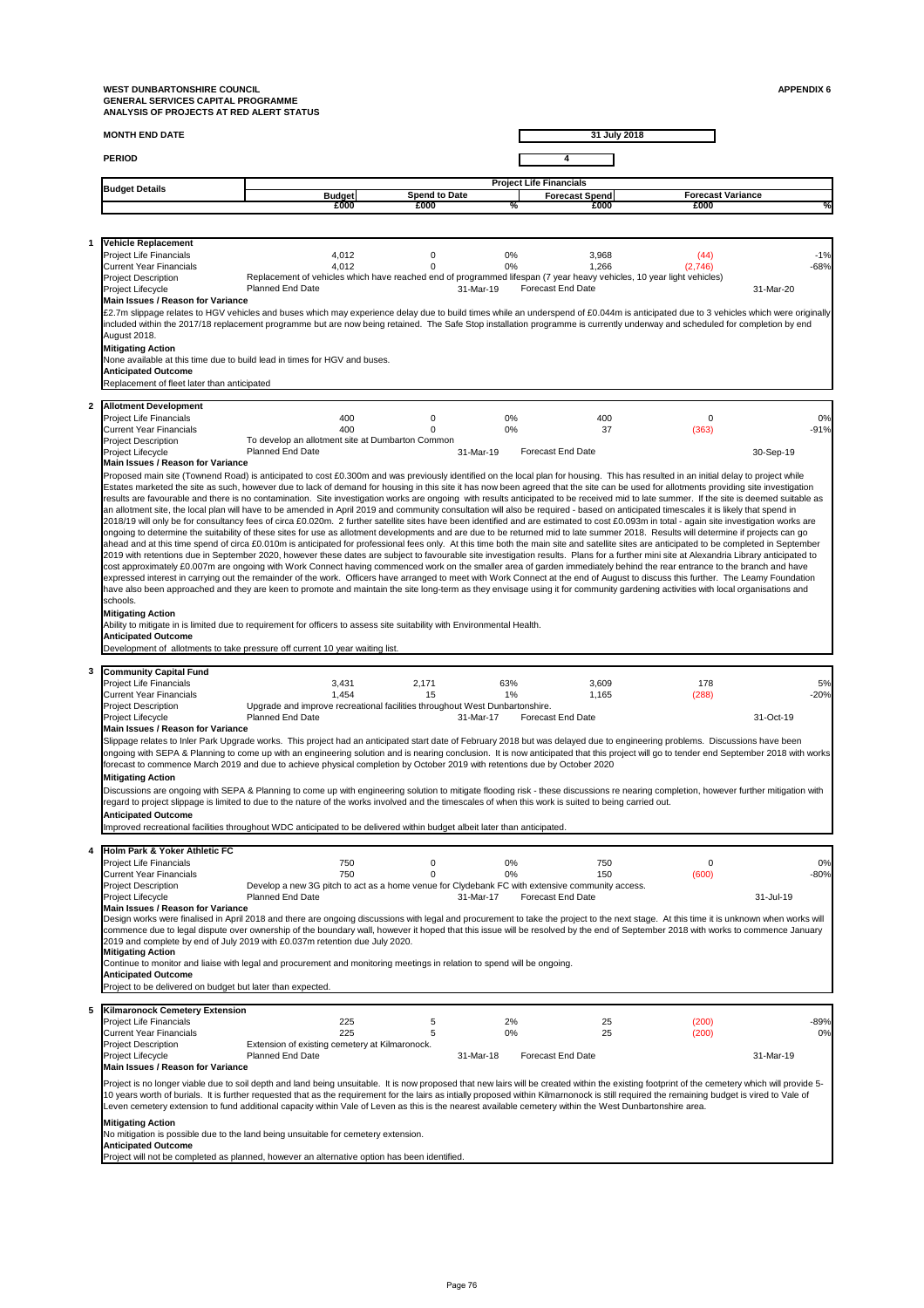**WEST DUNBARTONSHIRE COUNCIL**
**GENERAL SERVICES CAPITAL PROGRAMME**
**ANALYSIS OF PROJECTS AT RED ALERT STATUS**

**APPENDIX 6**

**MONTH END DATE** 31 July 2018

**PERIOD** 4

| Budget Details | Project Life Financials | | | | | |
|---|---|---|---|---|---|---|
| | Budget | Spend to Date | | Forecast Spend | Forecast Variance | |
| | £000 | £000 | % | £000 | £000 | % |

## 1 Vehicle Replacement

| | Budget £000 | Spend to Date £000 | % | Forecast Spend £000 | Forecast Variance £000 | % |
|---|---|---|---|---|---|---|
| Project Life Financials | 4,012 | 0 | 0% | 3,968 | (44) | -1% |
| Current Year Financials | 4,012 | 0 | 0% | 1,266 | (2,746) | -68% |

**Project Description:** Replacement of vehicles which have reached end of programmed lifespan (7 year heavy vehicles, 10 year light vehicles)

**Project Lifecycle:** Planned End Date 31-Mar-19; Forecast End Date 31-Mar-20

**Main Issues / Reason for Variance**

£2.7m slippage relates to HGV vehicles and buses which may experience delay due to build times while an underspend of £0.044m is anticipated due to 3 vehicles which were originally included within the 2017/18 replacement programme but are now being retained. The Safe Stop installation programme is currently underway and scheduled for completion by end August 2018.

**Mitigating Action**

None available at this time due to build lead in times for HGV and buses.

**Anticipated Outcome**

Replacement of fleet later than anticipated

## 2 Allotment Development

| | Budget £000 | Spend to Date £000 | % | Forecast Spend £000 | Forecast Variance £000 | % |
|---|---|---|---|---|---|---|
| Project Life Financials | 400 | 0 | 0% | 400 | 0 | 0% |
| Current Year Financials | 400 | 0 | 0% | 37 | (363) | -91% |

**Project Description:** To develop an allotment site at Dumbarton Common

**Project Lifecycle:** Planned End Date 31-Mar-19; Forecast End Date 30-Sep-19

**Main Issues / Reason for Variance**

Proposed main site (Townend Road) is anticipated to cost £0.300m and was previously identified on the local plan for housing. This has resulted in an initial delay to project while Estates marketed the site as such, however due to lack of demand for housing in this site it has now been agreed that the site can be used for allotments providing site investigation results are favourable and there is no contamination. Site investigation works are ongoing with results anticipated to be received mid to late summer. If the site is deemed suitable as an allotment site, the local plan will have to be amended in April 2019 and community consultation will also be required - based on anticipated timescales it is likely that spend in 2018/19 will only be for consultancy fees of circa £0.020m. 2 further satellite sites have been identified and are estimated to cost £0.093m in total - again site investigation works are ongoing to determine the suitability of these sites for use as allotment developments and are due to be returned mid to late summer 2018. Results will determine if projects can go ahead and at this time spend of circa £0.010m is anticipated for professional fees only. At this time both the main site and satellite sites are anticipated to be completed in September 2019 with retentions due in September 2020, however these dates are subject to favourable site investigation results. Plans for a further mini site at Alexandria Library anticipated to cost approximately £0.007m are ongoing with Work Connect having commenced work on the smaller area of garden immediately behind the rear entrance to the branch and have expressed interest in carrying out the remainder of the work. Officers have arranged to meet with Work Connect at the end of August to discuss this further. The Leamy Foundation have also been approached and they are keen to promote and maintain the site long-term as they envisage using it for community gardening activities with local organisations and schools.

**Mitigating Action**

Ability to mitigate in is limited due to requirement for officers to assess site suitability with Environmental Health.

**Anticipated Outcome**

Development of allotments to take pressure off current 10 year waiting list.

## 3 Community Capital Fund

| | Budget £000 | Spend to Date £000 | % | Forecast Spend £000 | Forecast Variance £000 | % |
|---|---|---|---|---|---|---|
| Project Life Financials | 3,431 | 2,171 | 63% | 3,609 | 178 | 5% |
| Current Year Financials | 1,454 | 15 | 1% | 1,165 | (288) | -20% |

**Project Description:** Upgrade and improve recreational facilities throughout West Dunbartonshire.

**Project Lifecycle:** Planned End Date 31-Mar-17; Forecast End Date 31-Oct-19

**Main Issues / Reason for Variance**

Slippage relates to Inler Park Upgrade works. This project had an anticipated start date of February 2018 but was delayed due to engineering problems. Discussions have been ongoing with SEPA & Planning to come up with an engineering solution and is nearing conclusion. It is now anticipated that this project will go to tender end September 2018 with works forecast to commence March 2019 and due to achieve physical completion by October 2019 with retentions due by October 2020

**Mitigating Action**

Discussions are ongoing with SEPA & Planning to come up with engineering solution to mitigate flooding risk - these discussions re nearing completion, however further mitigation with regard to project slippage is limited to due to the nature of the works involved and the timescales of when this work is suited to being carried out.

**Anticipated Outcome**

Improved recreational facilities throughout WDC anticipated to be delivered within budget albeit later than anticipated.

## 4 Holm Park & Yoker Athletic FC

| | Budget £000 | Spend to Date £000 | % | Forecast Spend £000 | Forecast Variance £000 | % |
|---|---|---|---|---|---|---|
| Project Life Financials | 750 | 0 | 0% | 750 | 0 | 0% |
| Current Year Financials | 750 | 0 | 0% | 150 | (600) | -80% |

**Project Description:** Develop a new 3G pitch to act as a home venue for Clydebank FC with extensive community access.

**Project Lifecycle:** Planned End Date 31-Mar-17; Forecast End Date 31-Jul-19

**Main Issues / Reason for Variance**

Design works were finalised in April 2018 and there are ongoing discussions with legal and procurement to take the project to the next stage. At this time it is unknown when works will commence due to legal dispute over ownership of the boundary wall, however it hoped that this issue will be resolved by the end of September 2018 with works to commence January 2019 and complete by end of July 2019 with £0.037m retention due July 2020.

**Mitigating Action**

Continue to monitor and liaise with legal and procurement and monitoring meetings in relation to spend will be ongoing.

**Anticipated Outcome**

Project to be delivered on budget but later than expected.

## 5 Kilmaronock Cemetery Extension

| | Budget £000 | Spend to Date £000 | % | Forecast Spend £000 | Forecast Variance £000 | % |
|---|---|---|---|---|---|---|
| Project Life Financials | 225 | 5 | 2% | 25 | (200) | -89% |
| Current Year Financials | 225 | 5 | 0% | 25 | (200) | 0% |

**Project Description:** Extension of existing cemetery at Kilmaronock.

**Project Lifecycle:** Planned End Date 31-Mar-18; Forecast End Date 31-Mar-19

**Main Issues / Reason for Variance**

Project is no longer viable due to soil depth and land being unsuitable. It is now proposed that new lairs will be created within the existing footprint of the cemetery which will provide 5-10 years worth of burials. It is further requested that as the requirement for the lairs as intially proposed within Kilmarnonock is still required the remaining budget is vired to Vale of Leven cemetery extension to fund additional capacity within Vale of Leven as this is the nearest available cemetery within the West Dunbartonshire area.

**Mitigating Action**

No mitigation is possible due to the land being unsuitable for cemetery extension.

**Anticipated Outcome**

Project will not be completed as planned, however an alternative option has been identified.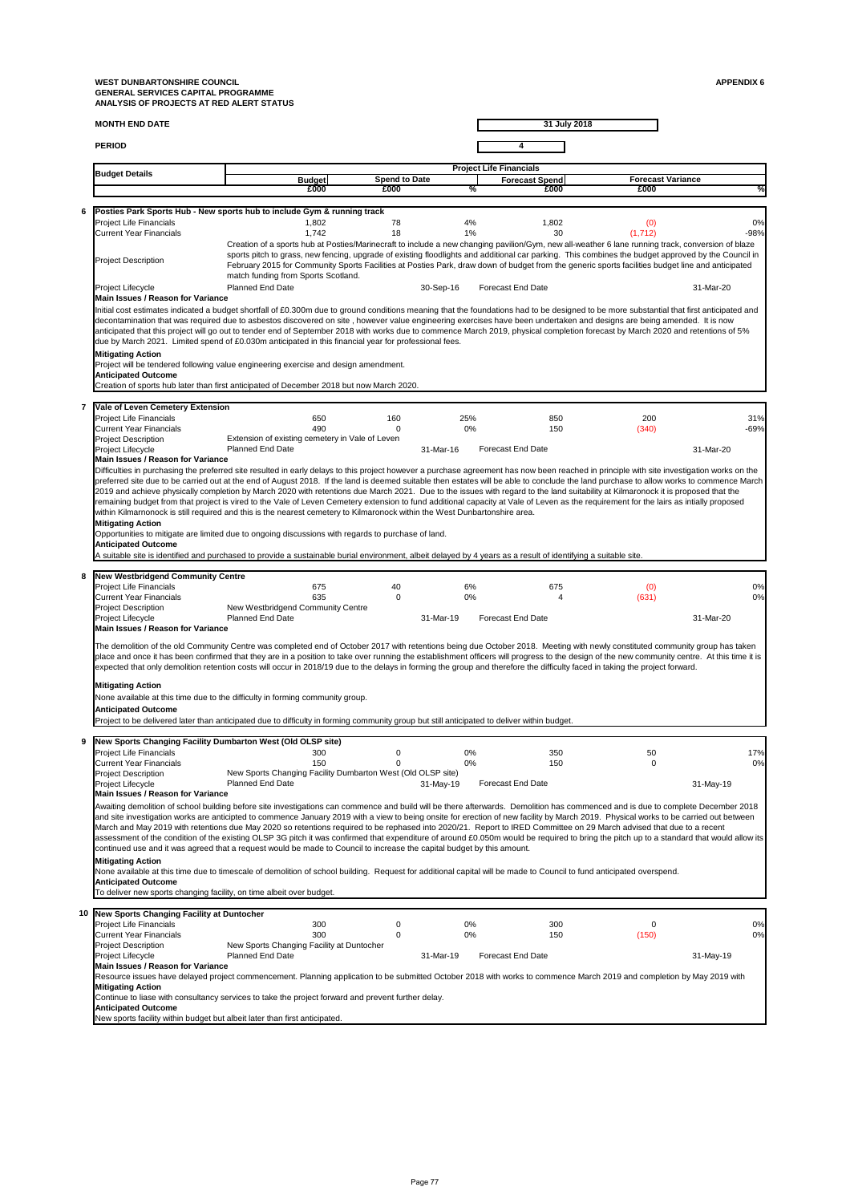**WEST DUNBARTONSHIRE COUNCIL**
**GENERAL SERVICES CAPITAL PROGRAMME**
**ANALYSIS OF PROJECTS AT RED ALERT STATUS**

**APPENDIX 6**

**MONTH END DATE** 31 July 2018

**PERIOD** 4

| Budget Details | Budget £000 | Spend to Date £000 | Spend to Date % | Forecast Spend £000 | Forecast Variance £000 | Forecast Variance % |
|---|---|---|---|---|---|---|

## 6 Posties Park Sports Hub - New sports hub to include Gym & running track

| | Budget £000 | Spend to Date £000 | % | Forecast Spend £000 | Forecast Variance £000 | % |
|---|---|---|---|---|---|---|
| Project Life Financials | 1,802 | 78 | 4% | 1,802 | (0) | 0% |
| Current Year Financials | 1,742 | 18 | 1% | 30 | (1,712) | -98% |

**Project Description:** Creation of a sports hub at Posties/Marinecraft to include a new changing pavilion/Gym, new all-weather 6 lane running track, conversion of blaze sports pitch to grass, new fencing, upgrade of existing floodlights and additional car parking. This combines the budget approved by the Council in February 2015 for Community Sports Facilities at Posties Park, draw down of budget from the generic sports facilities budget line and anticipated match funding from Sports Scotland.

**Project Lifecycle:** Planned End Date 30-Sep-16 | Forecast End Date 31-Mar-20

**Main Issues / Reason for Variance**

Initial cost estimates indicated a budget shortfall of £0.300m due to ground conditions meaning that the foundations had to be designed to be more substantial that first anticipated and decontamination that was required due to asbestos discovered on site , however value engineering exercises have been undertaken and designs are being amended. It is now anticipated that this project will go out to tender end of September 2018 with works due to commence March 2019, physical completion forecast by March 2020 and retentions of 5% due by March 2021. Limited spend of £0.030m anticipated in this financial year for professional fees.

**Mitigating Action**

Project will be tendered following value engineering exercise and design amendment.

**Anticipated Outcome**

Creation of sports hub later than first anticipated of December 2018 but now March 2020.

## 7 Vale of Leven Cemetery Extension

| | Budget £000 | Spend to Date £000 | % | Forecast Spend £000 | Forecast Variance £000 | % |
|---|---|---|---|---|---|---|
| Project Life Financials | 650 | 160 | 25% | 850 | 200 | 31% |
| Current Year Financials | 490 | 0 | 0% | 150 | (340) | -69% |

**Project Description:** Extension of existing cemetery in Vale of Leven

**Project Lifecycle:** Planned End Date 31-Mar-16 | Forecast End Date 31-Mar-20

**Main Issues / Reason for Variance**

Difficulties in purchasing the preferred site resulted in early delays to this project however a purchase agreement has now been reached in principle with site investigation works on the preferred site due to be carried out at the end of August 2018. If the land is deemed suitable then estates will be able to conclude the land purchase to allow works to commence March 2019 and achieve physically completion by March 2020 with retentions due March 2021. Due to the issues with regard to the land suitability at Kilmaronock it is proposed that the remaining budget from that project is vired to the Vale of Leven Cemetery extension to fund additional capacity at Vale of Leven as the requirement for the lairs as intially proposed within Kilmarnonock is still required and this is the nearest cemetery to Kilmaronock within the West Dunbartonshire area.

**Mitigating Action**

Opportunities to mitigate are limited due to ongoing discussions with regards to purchase of land.

**Anticipated Outcome**

A suitable site is identified and purchased to provide a sustainable burial environment, albeit delayed by 4 years as a result of identifying a suitable site.

## 8 New Westbridgend Community Centre

| | Budget £000 | Spend to Date £000 | % | Forecast Spend £000 | Forecast Variance £000 | % |
|---|---|---|---|---|---|---|
| Project Life Financials | 675 | 40 | 6% | 675 | (0) | 0% |
| Current Year Financials | 635 | 0 | 0% | 4 | (631) | 0% |

**Project Description:** New Westbridgend Community Centre

**Project Lifecycle:** Planned End Date 31-Mar-19 | Forecast End Date 31-Mar-20

**Main Issues / Reason for Variance**

The demolition of the old Community Centre was completed end of October 2017 with retentions being due October 2018. Meeting with newly constituted community group has taken place and once it has been confirmed that they are in a position to take over running the establishment officers will progress to the design of the new community centre. At this time it is expected that only demolition retention costs will occur in 2018/19 due to the delays in forming the group and therefore the difficulty faced in taking the project forward.

**Mitigating Action**

None available at this time due to the difficulty in forming community group.

**Anticipated Outcome**

Project to be delivered later than anticipated due to difficulty in forming community group but still anticipated to deliver within budget.

## 9 New Sports Changing Facility Dumbarton West (Old OLSP site)

| | Budget £000 | Spend to Date £000 | % | Forecast Spend £000 | Forecast Variance £000 | % |
|---|---|---|---|---|---|---|
| Project Life Financials | 300 | 0 | 0% | 350 | 50 | 17% |
| Current Year Financials | 150 | 0 | 0% | 150 | 0 | 0% |

**Project Description:** New Sports Changing Facility Dumbarton West (Old OLSP site)

**Project Lifecycle:** Planned End Date 31-May-19 | Forecast End Date 31-May-19

**Main Issues / Reason for Variance**

Awaiting demolition of school building before site investigations can commence and build will be there afterwards. Demolition has commenced and is due to complete December 2018 and site investigation works are anticipated to commence January 2019 with a view to being onsite for erection of new facility by March 2019. Physical works to be carried out between March and May 2019 with retentions due May 2020 so retentions required to be rephased into 2020/21. Report to IRED Committee on 29 March advised that due to a recent assessment of the condition of the existing OLSP 3G pitch it was confirmed that expenditure of around £0.050m would be required to bring the pitch up to a standard that would allow its continued use and it was agreed that a request would be made to Council to increase the capital budget by this amount.

**Mitigating Action**

None available at this time due to timescale of demolition of school building. Request for additional capital will be made to Council to fund anticipated overspend.

**Anticipated Outcome**

To deliver new sports changing facility, on time albeit over budget.

## 10 New Sports Changing Facility at Duntocher

| | Budget £000 | Spend to Date £000 | % | Forecast Spend £000 | Forecast Variance £000 | % |
|---|---|---|---|---|---|---|
| Project Life Financials | 300 | 0 | 0% | 300 | 0 | 0% |
| Current Year Financials | 300 | 0 | 0% | 150 | (150) | 0% |

**Project Description:** New Sports Changing Facility at Duntocher

**Project Lifecycle:** Planned End Date 31-Mar-19 | Forecast End Date 31-May-19

**Main Issues / Reason for Variance**

Resource issues have delayed project commencement. Planning application to be submitted October 2018 with works to commence March 2019 and completion by May 2019 with

**Mitigating Action**

Continue to liase with consultancy services to take the project forward and prevent further delay.

**Anticipated Outcome**

New sports facility within budget but albeit later than first anticipated.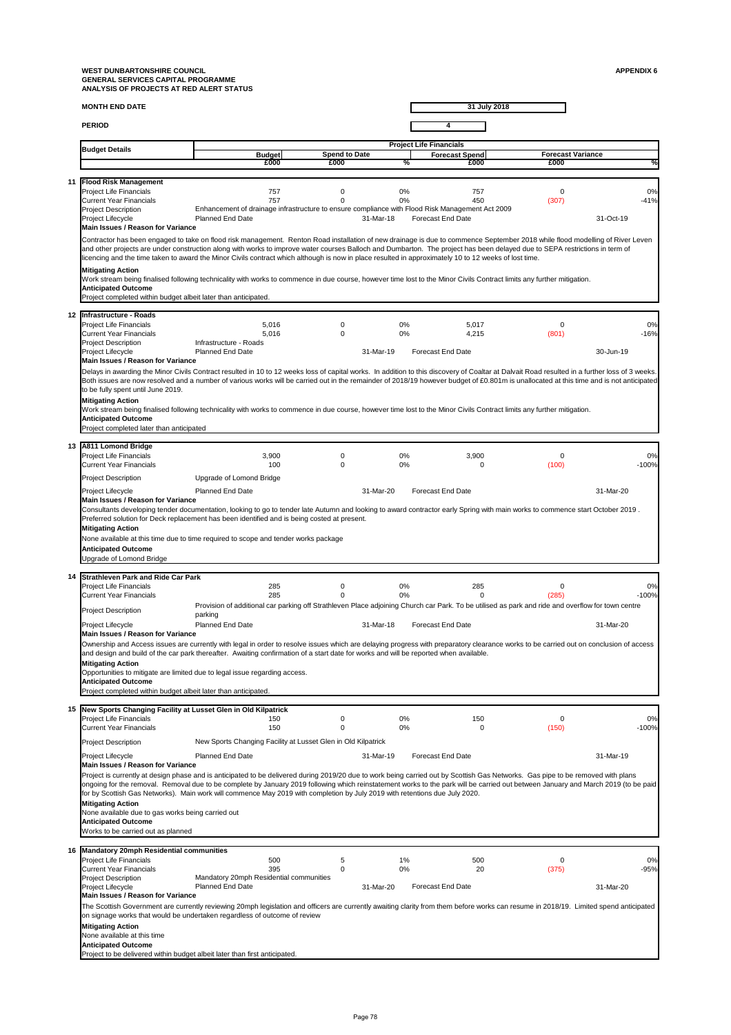**WEST DUNBARTONSHIRE COUNCIL**
**GENERAL SERVICES CAPITAL PROGRAMME**
**ANALYSIS OF PROJECTS AT RED ALERT STATUS**

**APPENDIX 6**

| **MONTH END DATE** | **31 July 2018** |
|---|---|
| **PERIOD** | **4** |

| Budget Details | Budget £000 | Spend to Date £000 | Spend to Date % | Forecast Spend £000 | Forecast Variance £000 | Forecast Variance % |
|---|---|---|---|---|---|---|
| **11 Flood Risk Management** | | | | | | |
| Project Life Financials | 757 | 0 | 0% | 757 | 0 | 0% |
| Current Year Financials | 757 | 0 | 0% | 450 | (307) | -41% |

Project Description: Enhancement of drainage infrastructure to ensure compliance with Flood Risk Management Act 2009

Project Lifecycle: Planned End Date 31-Mar-18; Forecast End Date 31-Oct-19

**Main Issues / Reason for Variance**

Contractor has been engaged to take on flood risk management. Renton Road installation of new drainage is due to commence September 2018 while flood modelling of River Leven and other projects are under construction along with works to improve water courses Balloch and Dumbarton. The project has been delayed due to SEPA restrictions in term of licencing and the time taken to award the Minor Civils contract which although is now in place resulted in approximately 10 to 12 weeks of lost time.

**Mitigating Action**

Work stream being finalised following technicality with works to commence in due course, however time lost to the Minor Civils Contract limits any further mitigation.

**Anticipated Outcome**

Project completed within budget albeit later than anticipated.

| Budget Details | Budget £000 | Spend to Date £000 | Spend to Date % | Forecast Spend £000 | Forecast Variance £000 | Forecast Variance % |
|---|---|---|---|---|---|---|
| **12 Infrastructure - Roads** | | | | | | |
| Project Life Financials | 5,016 | 0 | 0% | 5,017 | 0 | 0% |
| Current Year Financials | 5,016 | 0 | 0% | 4,215 | (801) | -16% |

Project Description: Infrastructure - Roads

Project Lifecycle: Planned End Date 31-Mar-19; Forecast End Date 30-Jun-19

**Main Issues / Reason for Variance**

Delays in awarding the Minor Civils Contract resulted in 10 to 12 weeks loss of capital works. In addition to this discovery of Coaltar at Dalvait Road resulted in a further loss of 3 weeks. Both issues are now resolved and a number of various works will be carried out in the remainder of 2018/19 however budget of £0.801m is unallocated at this time and is not anticipated to be fully spent until June 2019.

**Mitigating Action**

Work stream being finalised following technicality with works to commence in due course, however time lost to the Minor Civils Contract limits any further mitigation.

**Anticipated Outcome**

Project completed later than anticipated

| Budget Details | Budget £000 | Spend to Date £000 | Spend to Date % | Forecast Spend £000 | Forecast Variance £000 | Forecast Variance % |
|---|---|---|---|---|---|---|
| **13 A811 Lomond Bridge** | | | | | | |
| Project Life Financials | 3,900 | 0 | 0% | 3,900 | 0 | 0% |
| Current Year Financials | 100 | 0 | 0% | 0 | (100) | -100% |

Project Description: Upgrade of Lomond Bridge

Project Lifecycle: Planned End Date 31-Mar-20; Forecast End Date 31-Mar-20

**Main Issues / Reason for Variance**

Consultants developing tender documentation, looking to go to tender late Autumn and looking to award contractor early Spring with main works to commence start October 2019 . Preferred solution for Deck replacement has been identified and is being costed at present.

**Mitigating Action**

None available at this time due to time required to scope and tender works package

**Anticipated Outcome**

Upgrade of Lomond Bridge

| Budget Details | Budget £000 | Spend to Date £000 | Spend to Date % | Forecast Spend £000 | Forecast Variance £000 | Forecast Variance % |
|---|---|---|---|---|---|---|
| **14 Strathleven Park and Ride Car Park** | | | | | | |
| Project Life Financials | 285 | 0 | 0% | 285 | 0 | 0% |
| Current Year Financials | 285 | 0 | 0% | 0 | (285) | -100% |

Project Description: Provision of additional car parking off Strathleven Place adjoining Church car Park. To be utilised as park and ride and overflow for town centre parking

Project Lifecycle: Planned End Date 31-Mar-18; Forecast End Date 31-Mar-20

**Main Issues / Reason for Variance**

Ownership and Access issues are currently with legal in order to resolve issues which are delaying progress with preparatory clearance works to be carried out on conclusion of access and design and build of the car park thereafter. Awaiting confirmation of a start date for works and will be reported when available.

**Mitigating Action**

Opportunities to mitigate are limited due to legal issue regarding access.

**Anticipated Outcome**

Project completed within budget albeit later than anticipated.

| Budget Details | Budget £000 | Spend to Date £000 | Spend to Date % | Forecast Spend £000 | Forecast Variance £000 | Forecast Variance % |
|---|---|---|---|---|---|---|
| **15 New Sports Changing Facility at Lusset Glen in Old Kilpatrick** | | | | | | |
| Project Life Financials | 150 | 0 | 0% | 150 | 0 | 0% |
| Current Year Financials | 150 | 0 | 0% | 0 | (150) | -100% |

Project Description: New Sports Changing Facility at Lusset Glen in Old Kilpatrick

Project Lifecycle: Planned End Date 31-Mar-19; Forecast End Date 31-Mar-19

**Main Issues / Reason for Variance**

Project is currently at design phase and is anticipated to be delivered during 2019/20 due to work being carried out by Scottish Gas Networks. Gas pipe to be removed with plans ongoing for the removal. Removal due to be complete by January 2019 following which reinstatement works to the park will be carried out between January and March 2019 (to be paid for by Scottish Gas Networks). Main work will commence May 2019 with completion by July 2019 with retentions due July 2020.

**Mitigating Action**

None available due to gas works being carried out

**Anticipated Outcome**

Works to be carried out as planned

| Budget Details | Budget £000 | Spend to Date £000 | Spend to Date % | Forecast Spend £000 | Forecast Variance £000 | Forecast Variance % |
|---|---|---|---|---|---|---|
| **16 Mandatory 20mph Residential communities** | | | | | | |
| Project Life Financials | 500 | 5 | 1% | 500 | 0 | 0% |
| Current Year Financials | 395 | 0 | 0% | 20 | (375) | -95% |

Project Description: Mandatory 20mph Residential communities

Project Lifecycle: Planned End Date 31-Mar-20; Forecast End Date 31-Mar-20

**Main Issues / Reason for Variance**

The Scottish Government are currently reviewing 20mph legislation and officers are currently awaiting clarity from them before works can resume in 2018/19. Limited spend anticipated on signage works that would be undertaken regardless of outcome of review

**Mitigating Action**

None available at this time

**Anticipated Outcome**

Project to be delivered within budget albeit later than first anticipated.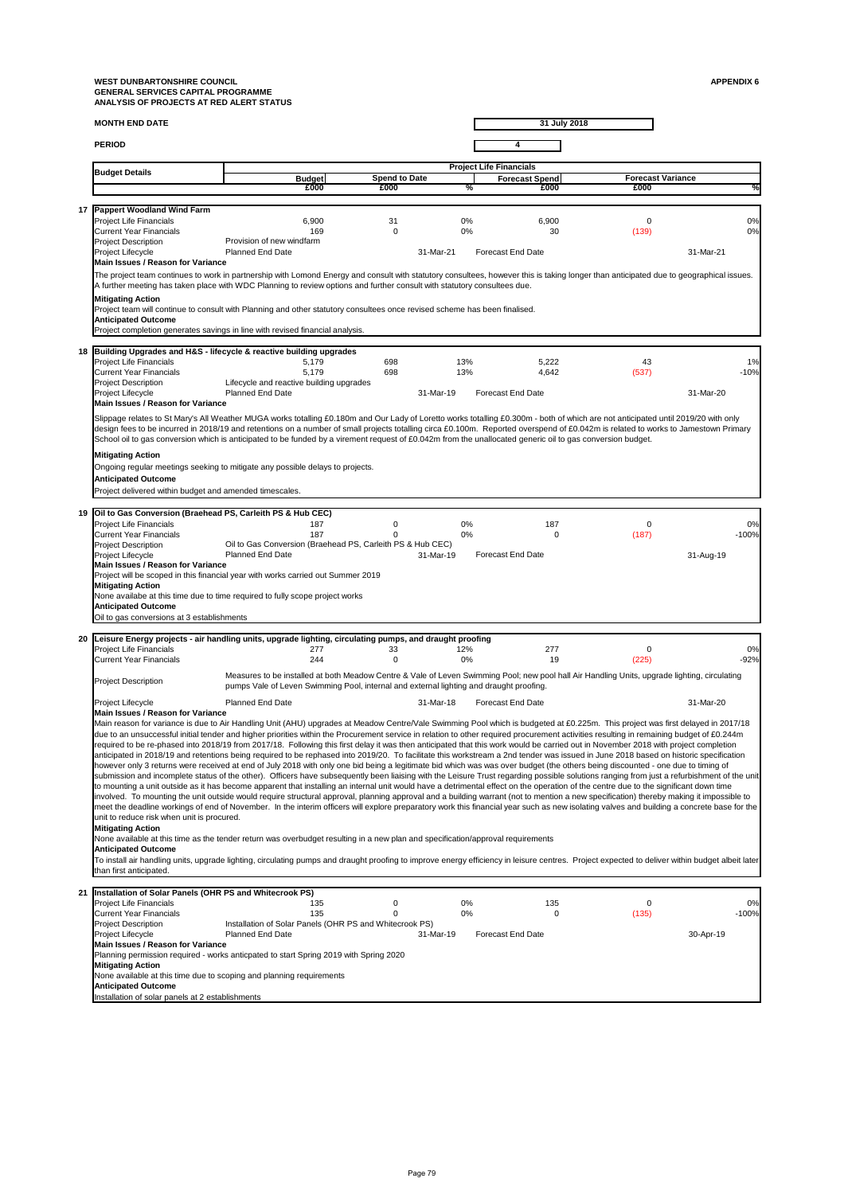**WEST DUNBARTONSHIRE COUNCIL**
**GENERAL SERVICES CAPITAL PROGRAMME**
**ANALYSIS OF PROJECTS AT RED ALERT STATUS**

**APPENDIX 6**

**MONTH END DATE** 31 July 2018

**PERIOD** 4

| Budget Details | Budget £000 | Spend to Date £000 | Spend to Date % | Forecast Spend £000 | Forecast Variance £000 | Forecast Variance % |
|---|---|---|---|---|---|---|

**17 Pappert Woodland Wind Farm**

| | Budget £000 | Spend to Date £000 | % | Forecast Spend £000 | Forecast Variance £000 | % |
|---|---|---|---|---|---|---|
| Project Life Financials | 6,900 | 31 | 0% | 6,900 | 0 | 0% |
| Current Year Financials | 169 | 0 | 0% | 30 | (139) | 0% |
| Project Description | Provision of new windfarm | | | | | |
| Project Lifecycle | Planned End Date | | 31-Mar-21 | Forecast End Date | | 31-Mar-21 |

**Main Issues / Reason for Variance**

The project team continues to work in partnership with Lomond Energy and consult with statutory consultees, however this is taking longer than anticipated due to geographical issues. A further meeting has taken place with WDC Planning to review options and further consult with statutory consultees due.

**Mitigating Action**

Project team will continue to consult with Planning and other statutory consultees once revised scheme has been finalised.

**Anticipated Outcome**

Project completion generates savings in line with revised financial analysis.

**18 Building Upgrades and H&S - lifecycle & reactive building upgrades**

| | Budget £000 | Spend to Date £000 | % | Forecast Spend £000 | Forecast Variance £000 | % |
|---|---|---|---|---|---|---|
| Project Life Financials | 5,179 | 698 | 13% | 5,222 | 43 | 1% |
| Current Year Financials | 5,179 | 698 | 13% | 4,642 | (537) | -10% |
| Project Description | Lifecycle and reactive building upgrades | | | | | |
| Project Lifecycle | Planned End Date | | 31-Mar-19 | Forecast End Date | | 31-Mar-20 |

**Main Issues / Reason for Variance**

Slippage relates to St Mary's All Weather MUGA works totalling £0.180m and Our Lady of Loretto works totalling £0.300m - both of which are not anticipated until 2019/20 with only design fees to be incurred in 2018/19 and retentions on a number of small projects totalling circa £0.100m. Reported overspend of £0.042m is related to works to Jamestown Primary School oil to gas conversion which is anticipated to be funded by a virement request of £0.042m from the unallocated generic oil to gas conversion budget.

**Mitigating Action**

Ongoing regular meetings seeking to mitigate any possible delays to projects.

**Anticipated Outcome**

Project delivered within budget and amended timescales.

**19 Oil to Gas Conversion (Braehead PS, Carleith PS & Hub CEC)**

| | Budget £000 | Spend to Date £000 | % | Forecast Spend £000 | Forecast Variance £000 | % |
|---|---|---|---|---|---|---|
| Project Life Financials | 187 | 0 | 0% | 187 | 0 | 0% |
| Current Year Financials | 187 | 0 | 0% | 0 | (187) | -100% |
| Project Description | Oil to Gas Conversion (Braehead PS, Carleith PS & Hub CEC) | | | | | |
| Project Lifecycle | Planned End Date | | 31-Mar-19 | Forecast End Date | | 31-Aug-19 |

**Main Issues / Reason for Variance**

Project will be scoped in this financial year with works carried out Summer 2019

**Mitigating Action**

None availabe at this time due to time required to fully scope project works

**Anticipated Outcome**

Oil to gas conversions at 3 establishments

**20 Leisure Energy projects - air handling units, upgrade lighting, circulating pumps, and draught proofing**

| | Budget £000 | Spend to Date £000 | % | Forecast Spend £000 | Forecast Variance £000 | % |
|---|---|---|---|---|---|---|
| Project Life Financials | 277 | 33 | 12% | 277 | 0 | 0% |
| Current Year Financials | 244 | 0 | 0% | 19 | (225) | -92% |
| Project Description | Measures to be installed at both Meadow Centre & Vale of Leven Swimming Pool; new pool hall Air Handling Units, upgrade lighting, circulating pumps Vale of Leven Swimming Pool, internal and external lighting and draught proofing. | | | | | |
| Project Lifecycle | Planned End Date | | 31-Mar-18 | Forecast End Date | | 31-Mar-20 |

**Main Issues / Reason for Variance**

Main reason for variance is due to Air Handling Unit (AHU) upgrades at Meadow Centre/Vale Swimming Pool which is budgeted at £0.225m. This project was first delayed in 2017/18 due to an unsuccessful initial tender and higher priorities within the Procurement service in relation to other required procurement activities resulting in remaining budget of £0.244m required to be re-phased into 2018/19 from 2017/18. Following this first delay it was then anticipated that this work would be carried out in November 2018 with project completion anticipated in 2018/19 and retentions being required to be rephased into 2019/20. To facilitate this workstream a 2nd tender was issued in June 2018 based on historic specification however only 3 returns were received at end of July 2018 with only one bid being a legitimate bid which was over budget (the others being discounted - one due to timing of submission and incomplete status of the other). Officers have subsequently been liaising with the Leisure Trust regarding possible solutions ranging from just a refurbishment of the unit to mounting a unit outside as it has become apparent that installing an internal unit would have a detrimental effect on the operation of the centre due to the significant down time involved. To mounting the unit outside would require structural approval, planning approval and a building warrant (not to mention a new specification) thereby making it impossible to meet the deadline workings of end of November. In the interim officers will explore preparatory work this financial year such as new isolating valves and building a concrete base for the unit to reduce risk when unit is procured.

**Mitigating Action**

None available at this time as the tender return was overbudget resulting in a new plan and specification/approval requirements

**Anticipated Outcome**

To install air handling units, upgrade lighting, circulating pumps and draught proofing to improve energy efficiency in leisure centres. Project expected to deliver within budget albeit later than first anticipated.

**21 Installation of Solar Panels (OHR PS and Whitecrook PS)**

| | Budget £000 | Spend to Date £000 | % | Forecast Spend £000 | Forecast Variance £000 | % |
|---|---|---|---|---|---|---|
| Project Life Financials | 135 | 0 | 0% | 135 | 0 | 0% |
| Current Year Financials | 135 | 0 | 0% | 0 | (135) | -100% |
| Project Description | Installation of Solar Panels (OHR PS and Whitecrook PS) | | | | | |
| Project Lifecycle | Planned End Date | | 31-Mar-19 | Forecast End Date | | 30-Apr-19 |

**Main Issues / Reason for Variance**

Planning permission required - works anticpated to start Spring 2019 with Spring 2020

**Mitigating Action**

None available at this time due to scoping and planning requirements

**Anticipated Outcome**

Installation of solar panels at 2 establishments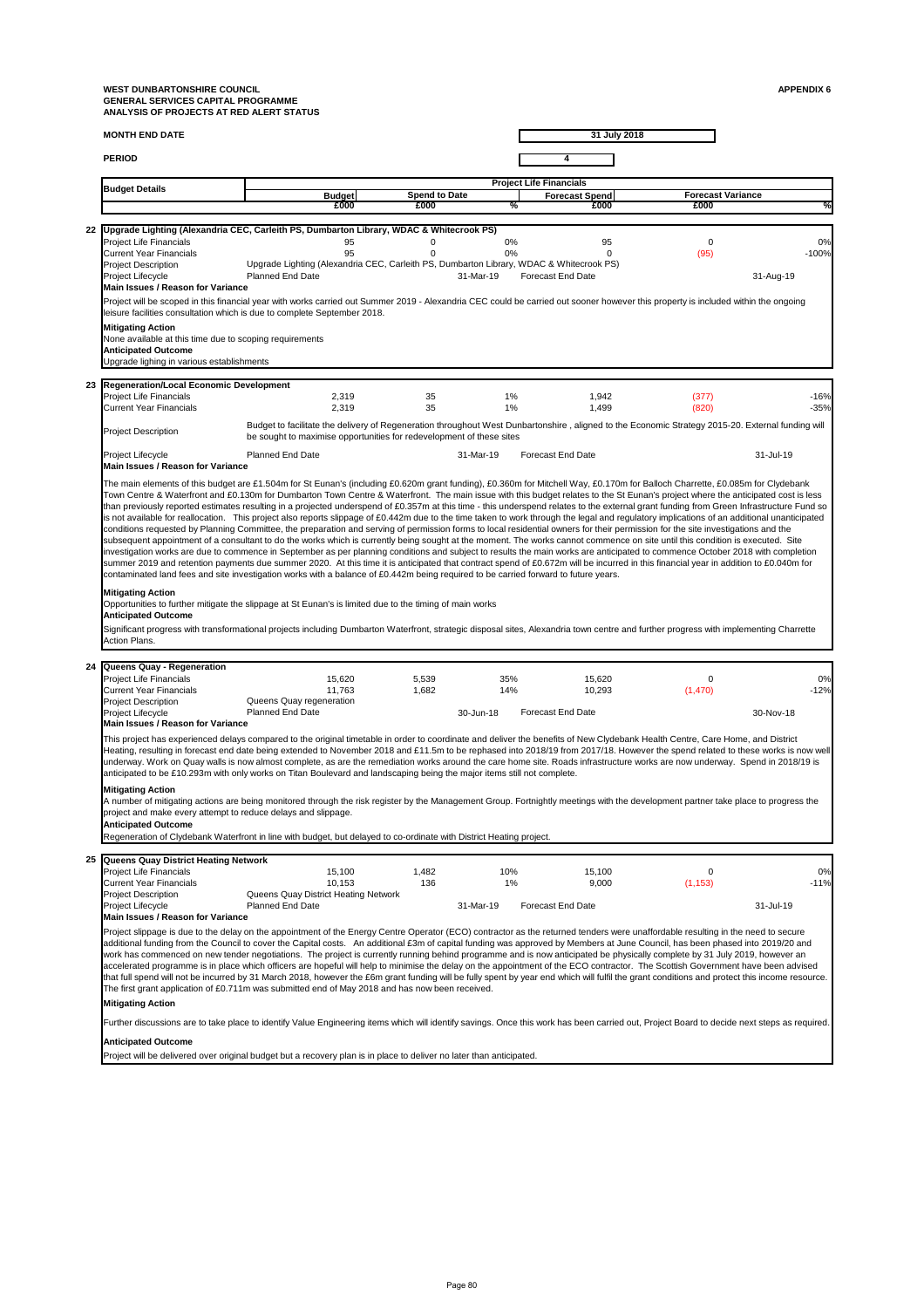**WEST DUNBARTONSHIRE COUNCIL**
**GENERAL SERVICES CAPITAL PROGRAMME**
**ANALYSIS OF PROJECTS AT RED ALERT STATUS**

**APPENDIX 6**

**MONTH END DATE** 31 July 2018

**PERIOD** 4

| Budget Details | Budget | Spend to Date | | Forecast Spend | Forecast Variance | |
|---|---|---|---|---|---|---|
| | £000 | £000 | % | £000 | £000 | % |

**22 Upgrade Lighting (Alexandria CEC, Carleith PS, Dumbarton Library, WDAC & Whitecrook PS)**

| | Budget £000 | Spend to Date £000 | % | Forecast Spend £000 | Forecast Variance £000 | % |
|---|---|---|---|---|---|---|
| Project Life Financials | 95 | 0 | 0% | 95 | 0 | 0% |
| Current Year Financials | 95 | 0 | 0% | 0 | (95) | -100% |

Project Description: Upgrade Lighting (Alexandria CEC, Carleith PS, Dumbarton Library, WDAC & Whitecrook PS)

Project Lifecycle: Planned End Date 31-Mar-19; Forecast End Date 31-Aug-19

**Main Issues / Reason for Variance**

Project will be scoped in this financial year with works carried out Summer 2019 - Alexandria CEC could be carried out sooner however this property is included within the ongoing leisure facilities consultation which is due to complete September 2018.

**Mitigating Action**

None available at this time due to scoping requirements

**Anticipated Outcome**

Upgrade lighing in various establishments

**23 Regeneration/Local Economic Development**

| | Budget £000 | Spend to Date £000 | % | Forecast Spend £000 | Forecast Variance £000 | % |
|---|---|---|---|---|---|---|
| Project Life Financials | 2,319 | 35 | 1% | 1,942 | (377) | -16% |
| Current Year Financials | 2,319 | 35 | 1% | 1,499 | (820) | -35% |

Project Description: Budget to facilitate the delivery of Regeneration throughout West Dunbartonshire , aligned to the Economic Strategy 2015-20. External funding will be sought to maximise opportunities for redevelopment of these sites

Project Lifecycle: Planned End Date 31-Mar-19; Forecast End Date 31-Jul-19

**Main Issues / Reason for Variance**

The main elements of this budget are £1.504m for St Eunan's (including £0.620m grant funding), £0.360m for Mitchell Way, £0.170m for Balloch Charrette, £0.085m for Clydebank Town Centre & Waterfront and £0.130m for Dumbarton Town Centre & Waterfront. The main issue with this budget relates to the St Eunan's project where the anticipated cost is less than previously reported estimates resulting in a projected underspend of £0.357m at this time - this underspend relates to the external grant funding from Green Infrastructure Fund so is not available for reallocation. This project also reports slippage of £0.442m due to the time taken to work through the legal and regulatory implications of an additional unanticipated conditions requested by Planning Committee, the preparation and serving of permission forms to local residential owners for their permission for the site investigations and the subsequent appointment of a consultant to do the works which is currently being sought at the moment. The works cannot commence on site until this condition is executed. Site investigation works are due to commence in September as per planning conditions and subject to results the main works are anticipated to commence October 2018 with completion summer 2019 and retention payments due summer 2020. At this time it is anticipated that contract spend of £0.672m will be incurred in this financial year in addition to £0.040m for contaminated land fees and site investigation works with a balance of £0.442m being required to be carried forward to future years.

**Mitigating Action**

Opportunities to further mitigate the slippage at St Eunan's is limited due to the timing of main works

**Anticipated Outcome**

Significant progress with transformational projects including Dumbarton Waterfront, strategic disposal sites, Alexandria town centre and further progress with implementing Charrette Action Plans.

**24 Queens Quay - Regeneration**

| | Budget £000 | Spend to Date £000 | % | Forecast Spend £000 | Forecast Variance £000 | % |
|---|---|---|---|---|---|---|
| Project Life Financials | 15,620 | 5,539 | 35% | 15,620 | 0 | 0% |
| Current Year Financials | 11,763 | 1,682 | 14% | 10,293 | (1,470) | -12% |

Project Description: Queens Quay regeneration

Project Lifecycle: Planned End Date 30-Jun-18; Forecast End Date 30-Nov-18

**Main Issues / Reason for Variance**

This project has experienced delays compared to the original timetable in order to coordinate and deliver the benefits of New Clydebank Health Centre, Care Home, and District Heating, resulting in forecast end date being extended to November 2018 and £11.5m to be rephased into 2018/19 from 2017/18. However the spend related to these works is now well underway. Work on Quay walls is now almost complete, as are the remediation works around the care home site. Roads infrastructure works are now underway. Spend in 2018/19 is anticipated to be £10.293m with only works on Titan Boulevard and landscaping being the major items still not complete.

**Mitigating Action**

A number of mitigating actions are being monitored through the risk register by the Management Group. Fortnightly meetings with the development partner take place to progress the project and make every attempt to reduce delays and slippage.

**Anticipated Outcome**

Regeneration of Clydebank Waterfront in line with budget, but delayed to co-ordinate with District Heating project.

**25 Queens Quay District Heating Network**

| | Budget £000 | Spend to Date £000 | % | Forecast Spend £000 | Forecast Variance £000 | % |
|---|---|---|---|---|---|---|
| Project Life Financials | 15,100 | 1,482 | 10% | 15,100 | 0 | 0% |
| Current Year Financials | 10,153 | 136 | 1% | 9,000 | (1,153) | -11% |

Project Description: Queens Quay District Heating Network

Project Lifecycle: Planned End Date 31-Mar-19; Forecast End Date 31-Jul-19

**Main Issues / Reason for Variance**

Project slippage is due to the delay on the appointment of the Energy Centre Operator (ECO) contractor as the returned tenders were unaffordable resulting in the need to secure additional funding from the Council to cover the Capital costs. An additional £3m of capital funding was approved by Members at June Council, has been phased into 2019/20 and work has commenced on new tender negotiations. The project is currently running behind programme and is now anticipated to be physically complete by 31 July 2019, however an accelerated programme is in place which officers are hopeful will help to minimise the delay on the appointment of the ECO contractor. The Scottish Government have been advised that full spend will not be incurred by 31 March 2018, however the £6m grant funding will be fully spent by year end which will fulfil the grant conditions and protect this income resource. The first grant application of £0.711m was submitted end of May 2018 and has now been received.

**Mitigating Action**

Further discussions are to take place to identify Value Engineering items which will identify savings. Once this work has been carried out, Project Board to decide next steps as required.

**Anticipated Outcome**

Project will be delivered over original budget but a recovery plan is in place to deliver no later than anticipated.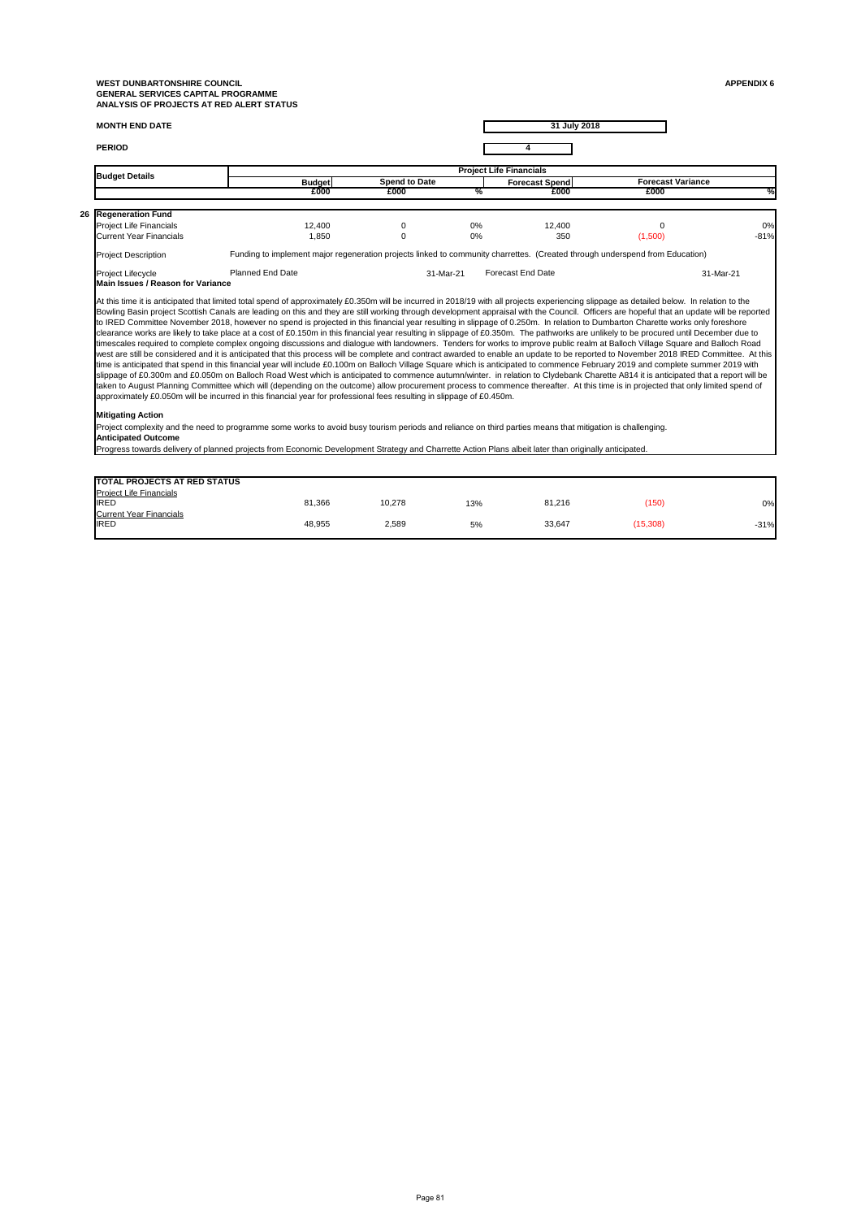**WEST DUNBARTONSHIRE COUNCIL**
**GENERAL SERVICES CAPITAL PROGRAMME**
**ANALYSIS OF PROJECTS AT RED ALERT STATUS**

**APPENDIX 6**

**MONTH END DATE** — 31 July 2018

**PERIOD** — 4

| | Budget Details | Project Life Financials | | | | | |
|---|---|---|---|---|---|---|---|
| | | Budget | Spend to Date | | Forecast Spend | Forecast Variance | |
| | | £000 | £000 | % | £000 | £000 | % |
| 26 | **Regeneration Fund** | | | | | | |
| | Project Life Financials | 12,400 | 0 | 0% | 12,400 | 0 | 0% |
| | Current Year Financials | 1,850 | 0 | 0% | 350 | (1,500) | -81% |

**Project Description:** Funding to implement major regeneration projects linked to community charrettes. (Created through underspend from Education)

**Project Lifecycle:** Planned End Date 31-Mar-21 — Forecast End Date 31-Mar-21

**Main Issues / Reason for Variance**

At this time it is anticipated that limited total spend of approximately £0.350m will be incurred in 2018/19 with all projects experiencing slippage as detailed below. In relation to the Bowling Basin project Scottish Canals are leading on this and they are still working through development appraisal with the Council. Officers are hopeful that an update will be reported to IRED Committee November 2018, however no spend is projected in this financial year resulting in slippage of 0.250m. In relation to Dumbarton Charette works only foreshore clearance works are likely to take place at a cost of £0.150m in this financial year resulting in slippage of £0.350m. The pathworks are unlikely to be procured until December due to timescales required to complete complex ongoing discussions and dialogue with landowners. Tenders for works to improve public realm at Balloch Village Square and Balloch Road west are still be considered and it is anticipated that this process will be complete and contract awarded to enable an update to be reported to November 2018 IRED Committee. At this time is anticipated that spend in this financial year will include £0.100m on Balloch Village Square which is anticipated to commence February 2019 and complete summer 2019 with slippage of £0.300m and £0.050m on Balloch Road West which is anticipated to commence autumn/winter. in relation to Clydebank Charette A814 it is anticipated that a report will be taken to August Planning Committee which will (depending on the outcome) allow procurement process to commence thereafter. At this time is in projected that only limited spend of approximately £0.050m will be incurred in this financial year for professional fees resulting in slippage of £0.450m.

**Mitigating Action**

Project complexity and the need to programme some works to avoid busy tourism periods and reliance on third parties means that mitigation is challenging.

**Anticipated Outcome**

Progress towards delivery of planned projects from Economic Development Strategy and Charrette Action Plans albeit later than originally anticipated.

| TOTAL PROJECTS AT RED STATUS | Budget £000 | Spend to Date £000 | % | Forecast Spend £000 | Forecast Variance £000 | % |
|---|---|---|---|---|---|---|
| Project Life Financials | | | | | | |
| IRED | 81,366 | 10,278 | 13% | 81,216 | (150) | 0% |
| Current Year Financials | | | | | | |
| IRED | 48,955 | 2,589 | 5% | 33,647 | (15,308) | -31% |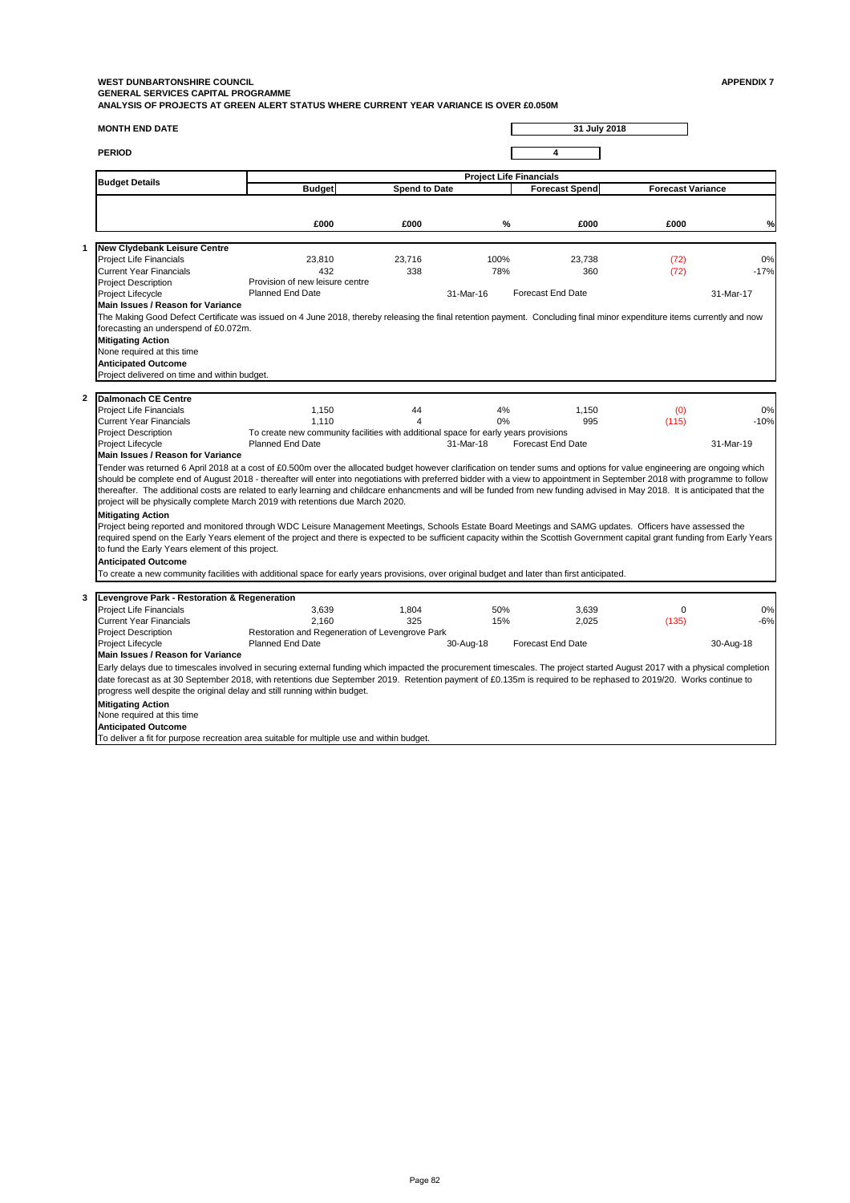**WEST DUNBARTONSHIRE COUNCIL** **APPENDIX 7**
**GENERAL SERVICES CAPITAL PROGRAMME**
**ANALYSIS OF PROJECTS AT GREEN ALERT STATUS WHERE CURRENT YEAR VARIANCE IS OVER £0.050M**

**MONTH END DATE** 31 July 2018

**PERIOD** 4

| | Budget Details | Project Life Financials | | | | | |
|---|---|---|---|---|---|---|---|
| | | Budget | Spend to Date | | Forecast Spend | Forecast Variance | |
| | | £000 | £000 | % | £000 | £000 | % |
| **1** | **New Clydebank Leisure Centre** | | | | | | |
| | Project Life Financials | 23,810 | 23,716 | 100% | 23,738 | (72) | 0% |
| | Current Year Financials | 432 | 338 | 78% | 360 | (72) | -17% |
| | Project Description | Provision of new leisure centre | | | | | |
| | Project Lifecycle | Planned End Date | | 31-Mar-16 | Forecast End Date | | 31-Mar-17 |

**Main Issues / Reason for Variance**
The Making Good Defect Certificate was issued on 4 June 2018, thereby releasing the final retention payment. Concluding final minor expenditure items currently and now forecasting an underspend of £0.072m.
**Mitigating Action**
None required at this time
**Anticipated Outcome**
Project delivered on time and within budget.

| | Budget Details | Budget | Spend to Date | % | Forecast Spend | Forecast Variance £000 | % |
|---|---|---|---|---|---|---|---|
| **2** | **Dalmonach CE Centre** | | | | | | |
| | Project Life Financials | 1,150 | 44 | 4% | 1,150 | (0) | 0% |
| | Current Year Financials | 1,110 | 4 | 0% | 995 | (115) | -10% |
| | Project Description | To create new community facilities with additional space for early years provisions | | | | | |
| | Project Lifecycle | Planned End Date | | 31-Mar-18 | Forecast End Date | | 31-Mar-19 |

**Main Issues / Reason for Variance**
Tender was returned 6 April 2018 at a cost of £0.500m over the allocated budget however clarification on tender sums and options for value engineering are ongoing which should be complete end of August 2018 - thereafter will enter into negotiations with preferred bidder with a view to appointment in September 2018 with programme to follow thereafter. The additional costs are related to early learning and childcare enhancments and will be funded from new funding advised in May 2018. It is anticipated that the project will be physically complete March 2019 with retentions due March 2020.
**Mitigating Action**
Project being reported and monitored through WDC Leisure Management Meetings, Schools Estate Board Meetings and SAMG updates. Officers have assessed the required spend on the Early Years element of the project and there is expected to be sufficient capacity within the Scottish Government capital grant funding from Early Years to fund the Early Years element of this project.
**Anticipated Outcome**
To create a new community facilities with additional space for early years provisions, over original budget and later than first anticipated.

| | Budget Details | Budget | Spend to Date | % | Forecast Spend | Forecast Variance £000 | % |
|---|---|---|---|---|---|---|---|
| **3** | **Levengrove Park - Restoration & Regeneration** | | | | | | |
| | Project Life Financials | 3,639 | 1,804 | 50% | 3,639 | 0 | 0% |
| | Current Year Financials | 2,160 | 325 | 15% | 2,025 | (135) | -6% |
| | Project Description | Restoration and Regeneration of Levengrove Park | | | | | |
| | Project Lifecycle | Planned End Date | | 30-Aug-18 | Forecast End Date | | 30-Aug-18 |

**Main Issues / Reason for Variance**
Early delays due to timescales involved in securing external funding which impacted the procurement timescales. The project started August 2017 with a physical completion date forecast as at 30 September 2018, with retentions due September 2019. Retention payment of £0.135m is required to be rephased to 2019/20. Works continue to progress well despite the original delay and still running within budget.
**Mitigating Action**
None required at this time
**Anticipated Outcome**
To deliver a fit for purpose recreation area suitable for multiple use and within budget.